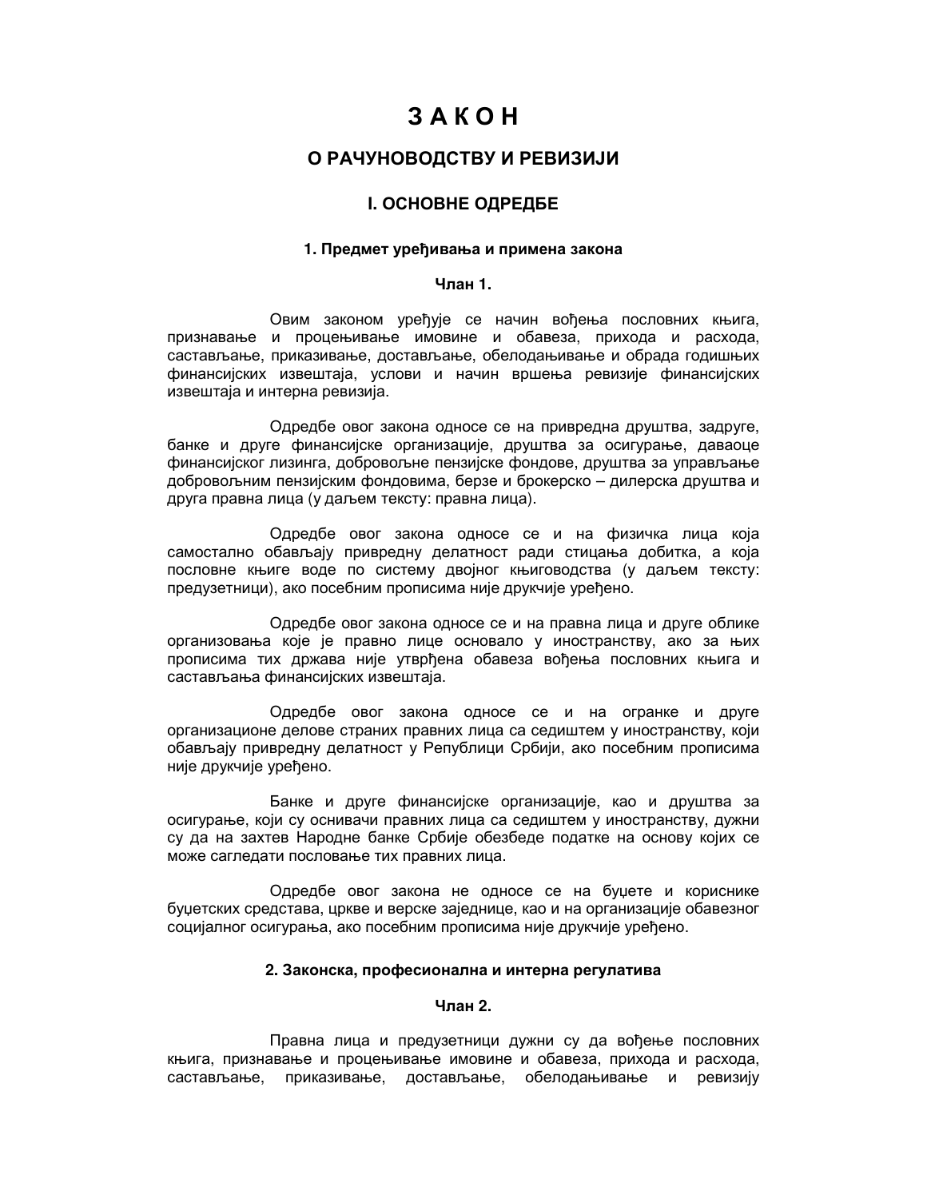# З А К О Н

## О РАЧУНОВОДСТВУ И РЕВИЗИЈИ

## I. ОСНОВНЕ ОДРЕДБЕ

### 1. Предмет уређивања и примена закона

#### Члан 1.

Овим законом уређује се начин вођења пословних књига, признавање и процењивање имовине и обавеза, прихода и расхода, састављање, приказивање, достављање, обелодањивање и обрада годишњих финансијских извештаја, услови и начин вршења ревизије финансијских извештаја и интерна ревизија.

Одредбе овог закона односе се на привредна друштва, задруге, банке и друге финансијске организације, друштва за осигурање, даваоце финансијског лизинга, добровољне пензијске фондове, друштва за управљање добровољним пензијским фондовима, берзе и брокерско – дилерска друштва и друга правна лица (у даљем тексту: правна лица).

Одредбе овог закона односе се и на физичка лица која самостално обављају привредну делатност ради стицања добитка, а која пословне књиге воде по систему двојног књиговодства (у даљем тексту: предузетници), ако посебним прописима није друкчије уређено.

Одредбе овог закона односе се и на правна лица и друге облике организовања које је правно лице основало у иностранству, ако за њих прописима тих држава није утврђена обавеза вођења пословних књига и састављања финансијских извештаја.

Одредбе овог закона односе се и на огранке и друге организационе делове страних правних лица са седиштем у иностранству, који обављају привредну делатност у Републици Србији, ако посебним прописима није друкчије уређено.

Банке и друге финансијске организације, као и друштва за осигурање, који су оснивачи правних лица са седиштем у иностранству, дужни су да на захтев Народне банке Србије обезбеде податке на основу којих се може сагледати пословање тих правних лица.

Одредбе овог закона не односе се на буџете и кориснике буџетских средстава, цркве и верске заједнице, као и на организације обавезног социјалног осигурања, ако посебним прописима није друкчије уређено.

### 2. Законска, професионална и интерна регулатива

#### Члан 2.

Правна лица и предузетници дужни су да вођење пословних књига, признавање и процењивање имовине и обавеза, прихода и расхода, састављање, приказивање, достављање, обелодањивање и ревизију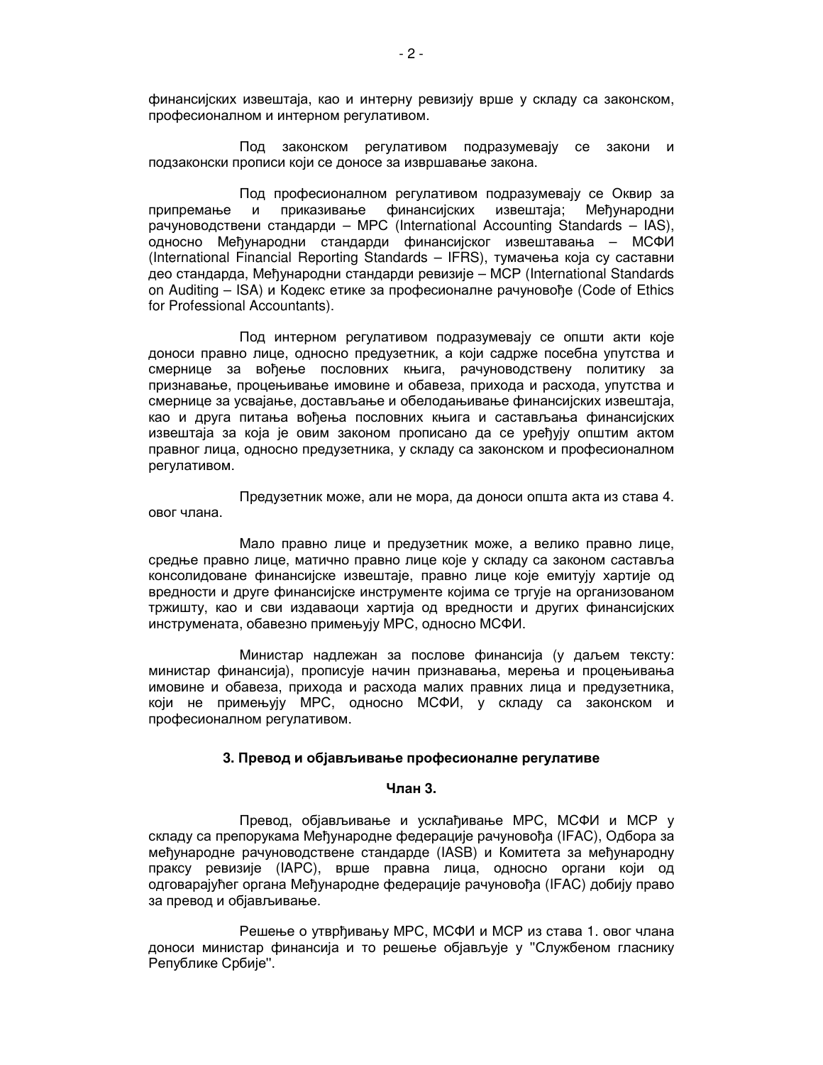финансијских извештаја, као и интерну ревизију врше у складу са законском, професионалном и интерном регулативом.

Под законском регулативом подразумевају се закони и подзаконски прописи који се доносе за извршавање закона.

Под професионалном регулативом подразумевају се Оквир за припремање и приказивање финансијских извештаја; Међународни рачуноводствени стандарди – МРС (International Accounting Standards – IAS), односно Међународни стандарди финансијског извештавања – МСФИ (International Financial Reporting Standards – IFRS), тумачења која су саставни део стандарда, Међународни стандарди ревизије – МСР (International Standards on Auditing – ISA) и Кодекс етике за професионалне рачуновође (Code of Ethics for Professional Accountants).

Под интерном регулативом подразумевају се општи акти које доноси правно лице, односно предузетник, а који садрже посебна упутства и смернице за вођење пословних књига, рачуноводствену политику за признавање, процењивање имовине и обавеза, прихода и расхода, упутства и смернице за усвајање, достављање и обелодањивање финансијских извештаја, као и друга питања вођења пословних књига и састављања финансијских извештаја за која је овим законом прописано да се уређују општим актом правног лица, односно предузетника, у складу са законском и професионалном регулативом.

Предузетник може, али не мора, да доноси општа акта из става 4. овог члана.

Мало правно лице и предузетник може, а велико правно лице, средње правно лице, матично правно лице које у складу са законом саставља консолидоване финансијске извештаје, правно лице које емитују хартије од вредности и друге финансијске инструменте којима се тргује на организованом тржишту, као и сви издаваоци хартија од вредности и других финансијских инструмената, обавезно примењују МРС, односно МСФИ.

Министар надлежан за послове финансија (у даљем тексту: министар финансија), прописује начин признавања, мерења и процењивања имовине и обавеза, прихода и расхода малих правних лица и предузетника, који не примењују МРС, односно МСФИ, у складу са законском и професионалном регулативом.

### 3. Превод и објављивање професионалне регулативе

**Члан 3.**

Превод, објављивање и усклађивање МРС, МСФИ и МСР у складу са препорукама Међународне федерације рачуновођа (IFAC), Одбора за међународне рачуноводствене стандарде (IASB) и Комитета за међународну праксу ревизије (IAPC), врше правна лица, односно органи који од одговарајућег органа Међународне федерације рачуновођа (IFAC) добију право за превод и објављивање.

Решење о утврђивању МРС, МСФИ и МСР из става 1. овог члана доноси министар финансија и то решење објављује у "Службеном гласнику Републике Србије".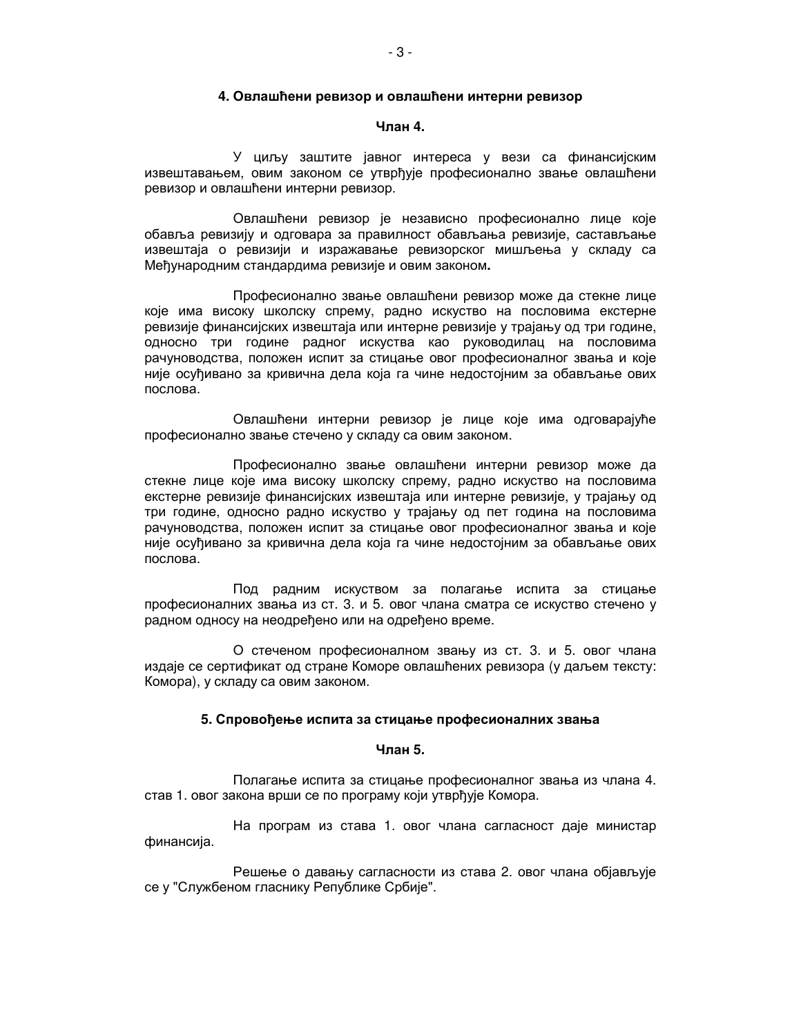### 4. Овлашћени ревизор и овлашћени интерни ревизор

**Члан 4.**

У циљу заштите јавног интереса у вези са финансијским извештавањем, овим законом се утврђује професионално звање овлашћени ревизор и овлашћени интерни ревизор.

Овлашћени ревизор је независно професионално лице које обавља ревизију и одговара за правилност обављања ревизије, састављање извештаја о ревизији и изражавање ревизорског мишљења у складу са Међународним стандардима ревизије и овим законом**.**

Професионално звање овлашћени ревизор може да стекне лице које има високу школску спрему, радно искуство на пословима екстерне ревизије финансијских извештаја или интерне ревизије у трајању од три године, односно три године радног искуства као руководилац на пословима рачуноводства, положен испит за стицање овог професионалног звања и које није осуђивано за кривична дела која га чине недостојним за обављање ових послова.

Овлашћени интерни ревизор је лице које има одговарајуће професионално звање стечено у складу са овим законом.

Професионално звање овлашћени интерни ревизор може да стекне лице које има високу школску спрему, радно искуство на пословима екстерне ревизије финансијских извештаја или интерне ревизије, у трајању од три године, односно радно искуство у трајању од пет година на пословима рачуноводства, положен испит за стицање овог професионалног звања и које није осуђивано за кривична дела која га чине недостојним за обављање ових послова.

Под радним искуством за полагање испита за стицање професионалних звања из ст. 3. и 5. овог члана сматра се искуство стечено у радном односу на неодређено или на одређено време.

О стеченом професионалном звању из ст. 3. и 5. овог члана издаје се сертификат од стране Коморе овлашћених ревизора (у даљем тексту: Комора), у складу са овим законом.

### 5. Спровођење испита за стицање професионалних звања

**Члан 5.**

Полагање испита за стицање професионалног звања из члана 4. став 1. овог закона врши се по програму који утврђује Комора.

На програм из става 1. овог члана сагласност даје министар финансија.

Решење о давању сагласности из става 2. овог члана објављује се у "Службеном гласнику Републике Србије".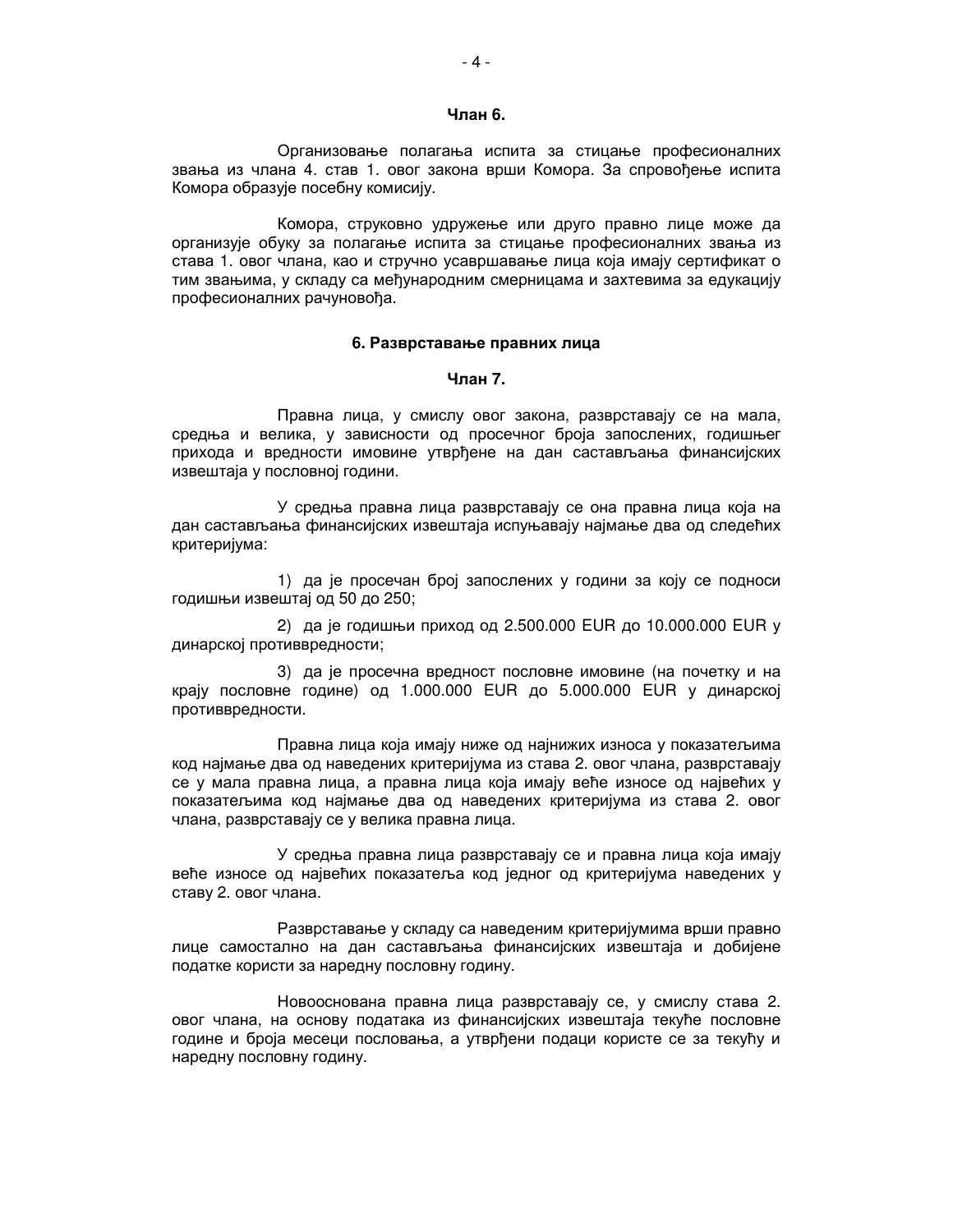**Члан 6.**

Организовање полагања испита за стицање професионалних звања из члана 4. став 1. овог закона врши Комора. За спровођење испита Комора образује посебну комисију.

Комора, струковно удружење или друго правно лице може да организује обуку за полагање испита за стицање професионалних звања из става 1. овог члана, као и стручно усавршавање лица која имају сертификат о тим звањима, у складу са међународним смерницама и захтевима за едукацију професионалних рачуновођа.

## 6. Разврставање правних лица

**Члан 7.**

Правна лица, у смислу овог закона, разврставају се на мала, средња и велика, у зависности од просечног броја запослених, годишњег прихода и вредности имовине утврђене на дан састављања финансијских извештаја у пословној години.

У средња правна лица разврставају се она правна лица која на дан састављања финансијских извештаја испуњавају најмање два од следећих критеријума:

1) да је просечан број запослених у години за коју се подноси годишњи извештај од 50 до 250;

2) да је годишњи приход од 2.500.000 EUR до 10.000.000 EUR у динарској противвредности;

3) да је просечна вредност пословне имовине (на почетку и на крају пословне године) од 1.000.000 EUR до 5.000.000 EUR у динарској противвредности.

Правна лица која имају ниже од најнижих износа у показатељима код најмање два од наведених критеријума из става 2. овог члана, разврставају се у мала правна лица, а правна лица која имају веће износе од највећих у показатељима код најмање два од наведених критеријума из става 2. овог члана, разврставају се у велика правна лица.

У средња правна лица разврставају се и правна лица која имају веће износе од највећих показатеља код једног од критеријума наведених у ставу 2. овог члана.

Разврставање у складу са наведеним критеријумима врши правно лице самостално на дан састављања финансијских извештаја и добијене податке користи за наредну пословну годину.

Новооснована правна лица разврставају се, у смислу става 2. овог члана, на основу података из финансијских извештаја текуће пословне године и броја месеци пословања, а утврђени подаци користе се за текућу и наредну пословну годину.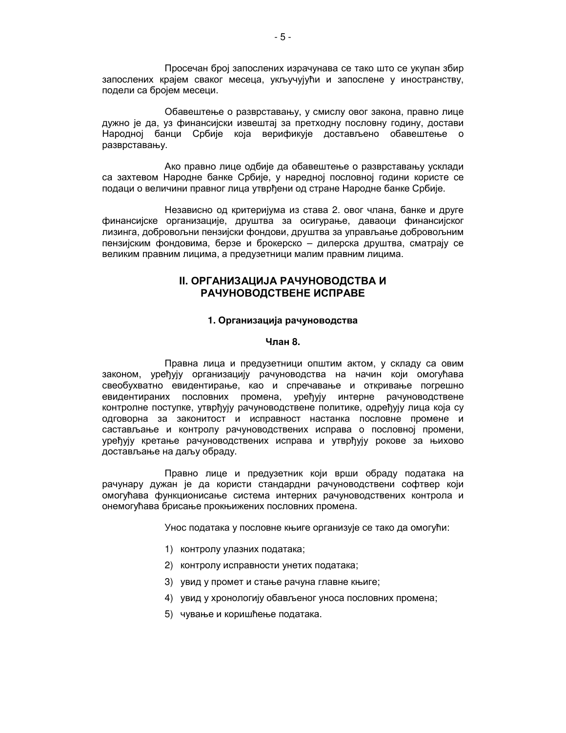Просечан број запослених израчунава се тако што се укупан збир запослених крајем сваког месеца, укључујући и запослене у иностранству, подели са бројем месеци.

Обавештење о разврставању, у смислу овог закона, правно лице дужно је да, уз финансијски извештај за претходну пословну годину, достави Народној банци Србије која верификује достављено обавештење о разврставању.

Ако правно лице одбије да обавештење о разврставању усклади са захтевом Народне банке Србије, у наредној пословној години користе се подаци о величини правног лица утврђени од стране Народне банке Србије.

Независно од критеријума из става 2. овог члана, банке и друге финансијске организације, друштва за осигурање, даваоци финансијског лизинга, добровољни пензијски фондови, друштва за управљање добровољним пензијским фондовима, берзе и брокерско – дилерска друштва, сматрају се великим правним лицима, а предузетници малим правним лицима.

## II. ОРГАНИЗАЦИЈА РАЧУНОВОДСТВА И РАЧУНОВОДСТВЕНЕ ИСПРАВЕ

### 1. Организација рачуноводства

#### Члан 8.

Правна лица и предузетници општим актом, у складу са овим законом, уређују организацију рачуноводства на начин који омогућава свеобухватно евидентирање, као и спречавање и откривање погрешно евидентираних пословних промена, уређују интерне рачуноводствене контролне поступке, утврђују рачуноводствене политике, одређују лица која су одговорна за законитост и исправност настанка пословне промене и састављање и контролу рачуноводствених исправа о пословној промени, уређују кретање рачуноводствених исправа и утврђују рокове за њихово достављање на даљу обраду.

Правно лице и предузетник који врши обраду података на рачунару дужан је да користи стандардни рачуноводствени софтвер који омогућава функционисање система интерних рачуноводствених контрола и онемогућава брисање прокњижених пословних промена.

Унос података у пословне књиге организује се тако да омогући:

1) контролу улазних података;
2) контролу исправности унетих података;
3) увид у промет и стање рачуна главне књиге;
4) увид у хронологију обављеног уноса пословних промена;
5) чување и коришћење података.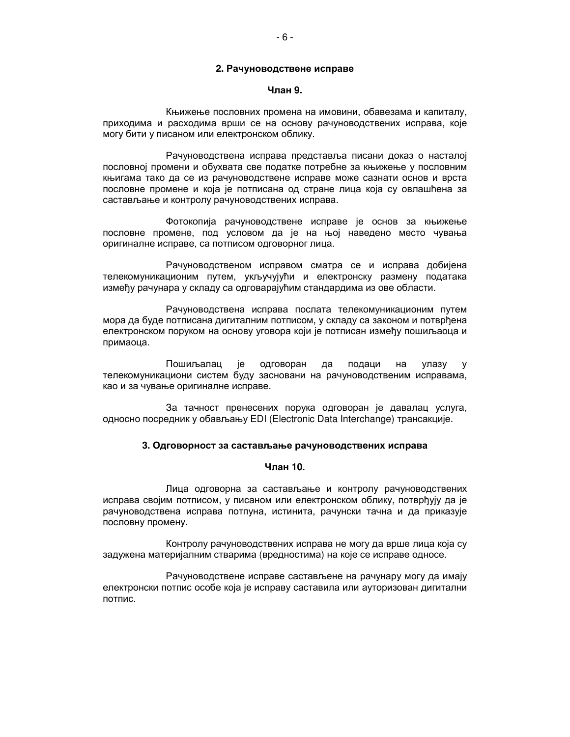## 2. Рачуноводствене исправе

### Члан 9.

Књижење пословних промена на имовини, обавезама и капиталу, приходима и расходима врши се на основу рачуноводствених исправа, које могу бити у писаном или електронском облику.

Рачуноводствена исправа представља писани доказ о насталој пословној промени и обухвата све податке потребне за књижење у пословним књигама тако да се из рачуноводствене исправе може сазнати основ и врста пословне промене и која је потписана од стране лица која су овлашћена за састављање и контролу рачуноводствених исправа.

Фотокопија рачуноводствене исправе је основ за књижење пословне промене, под условом да је на њој наведено место чувања оригиналне исправе, са потписом одговорног лица.

Рачуноводственом исправом сматра се и исправа добијена телекомуникационим путем, укључујући и електронску размену података између рачунара у складу са одговарајућим стандардима из ове области.

Рачуноводствена исправа послата телекомуникационим путем мора да буде потписана дигиталним потписом, у складу са законом и потврђена електронском поруком на основу уговора који је потписан између пошиљаоца и примаоца.

Пошиљалац је одговоран да подаци на улазу у телекомуникациони систем буду засновани на рачуноводственим исправама, као и за чување оригиналне исправе.

За тачност пренесених порука одговоран је давалац услуга, односно посредник у обављању EDI (Electronic Data Interchange) трансакције.

## 3. Одговорност за састављање рачуноводствених исправа

### Члан 10.

Лица одговорна за састављање и контролу рачуноводствених исправа својим потписом, у писаном или електронском облику, потврђују да је рачуноводствена исправа потпуна, истинита, рачунски тачна и да приказује пословну промену.

Контролу рачуноводствених исправа не могу да врше лица која су задужена материјалним стварима (вредностима) на које се исправе односе.

Рачуноводствене исправе састављене на рачунару могу да имају електронски потпис особе која је исправу саставила или ауторизован дигитални потпис.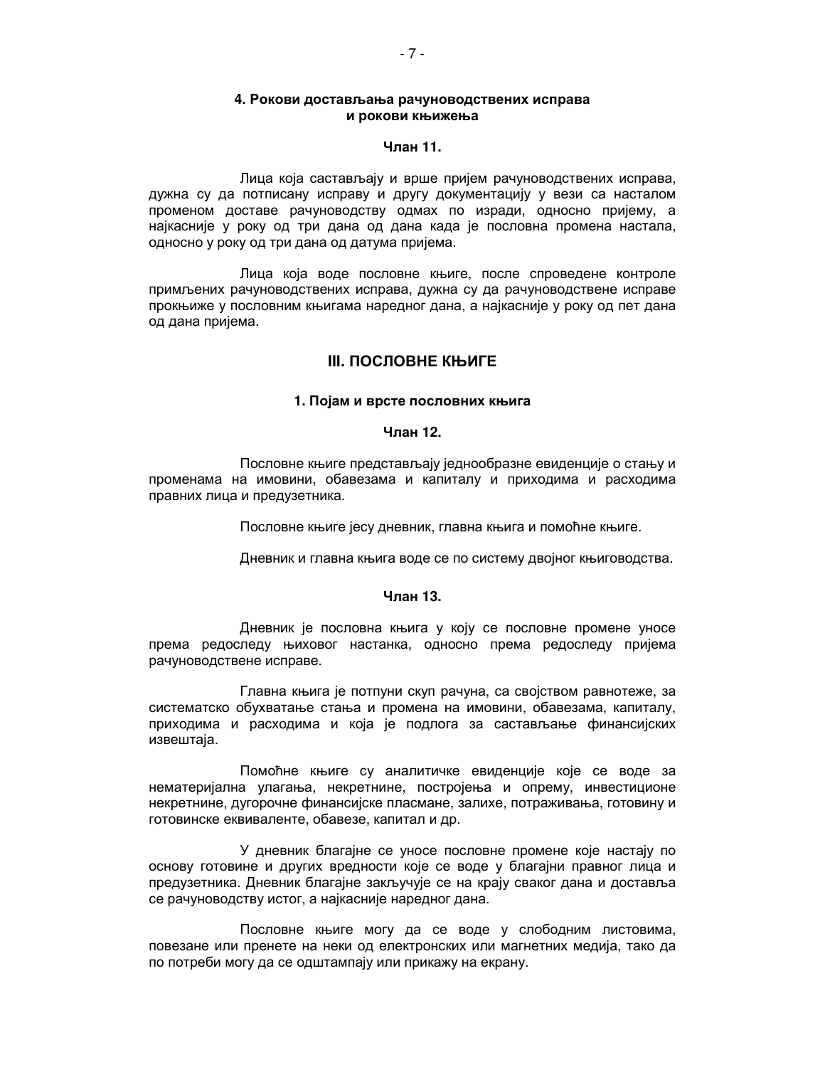### 4. Рокови достављања рачуноводствених исправа и рокови књижења

**Члан 11.**

Лица која састављају и врше пријем рачуноводствених исправа, дужна су да потписану исправу и другу документацију у вези са насталом променом доставе рачуноводству одмах по изради, односно пријему, а најкасније у року од три дана од дана када је пословна промена настала, односно у року од три дана од датума пријема.

Лица која воде пословне књиге, после спроведене контроле примљених рачуноводствених исправа, дужна су да рачуноводствене исправе прокњиже у пословним књигама наредног дана, а најкасније у року од пет дана од дана пријема.

## III. ПОСЛОВНЕ КЊИГЕ

### 1. Појам и врсте пословних књига

**Члан 12.**

Пословне књиге представљају једнообразне евиденције о стању и променама на имовини, обавезама и капиталу и приходима и расходима правних лица и предузетника.

Пословне књиге јесу дневник, главна књига и помоћне књиге.

Дневник и главна књига воде се по систему двојног књиговодства.

**Члан 13.**

Дневник је пословна књига у коју се пословне промене уносе према редоследу њиховог настанка, односно према редоследу пријема рачуноводствене исправе.

Главна књига је потпуни скуп рачуна, са својством равнотеже, за систематско обухватање стања и промена на имовини, обавезама, капиталу, приходима и расходима и која је подлога за састављање финансијских извештаја.

Помоћне књиге су аналитичке евиденције које се воде за нематеријална улагања, некретнине, постројења и опрему, инвестиционе некретнине, дугорочне финансијске пласмане, залихе, потраживања, готовину и готовинске еквиваленте, обавезе, капитал и др.

У дневник благајне се уносе пословне промене које настају по основу готовине и других вредности које се воде у благајни правног лица и предузетника. Дневник благајне закључује се на крају сваког дана и доставља се рачуноводству истог, а најкасније наредног дана.

Пословне књиге могу да се воде у слободним листовима, повезане или пренете на неки од електронских или магнетних медија, тако да по потреби могу да се одштампају или прикажу на екрану.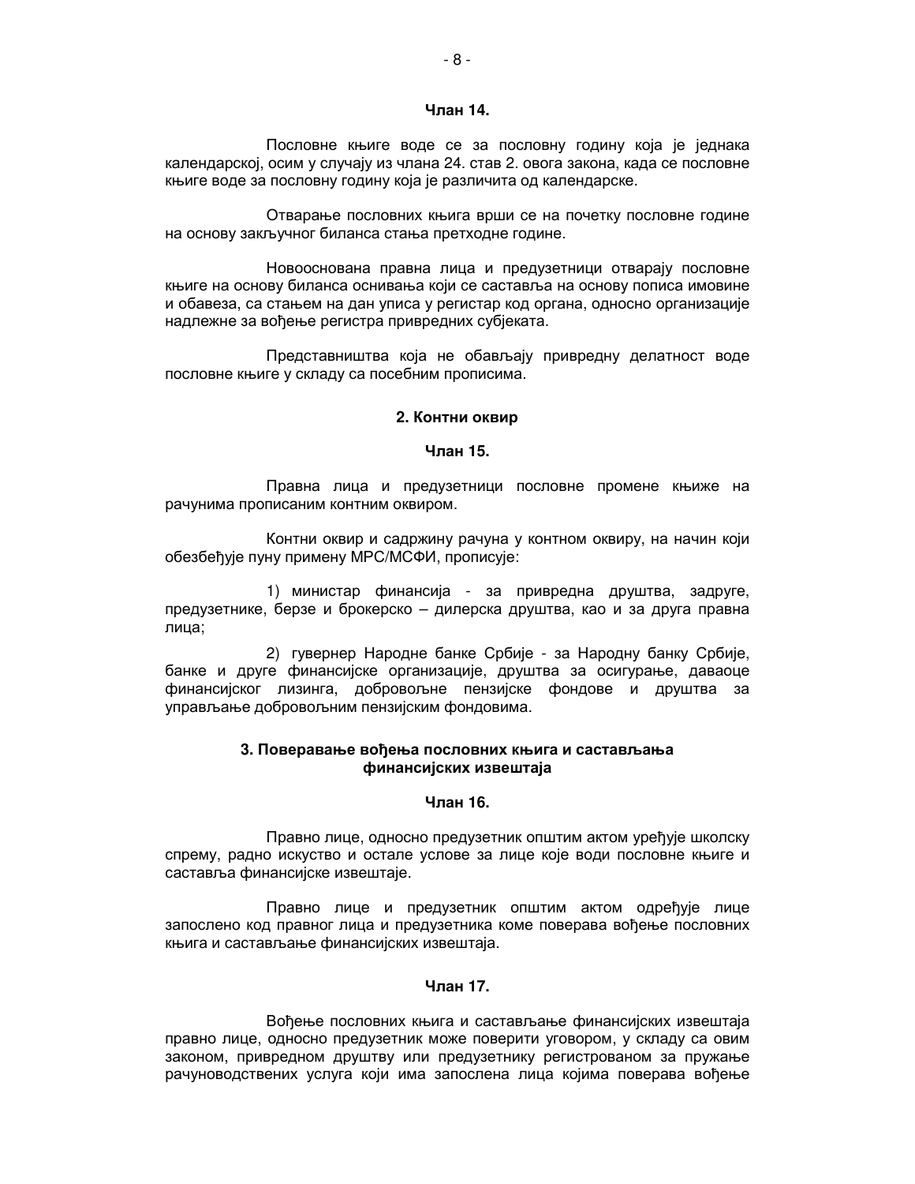**Члан 14.**

Пословне књиге воде се за пословну годину која је једнака календарској, осим у случају из члана 24. став 2. овога закона, када се пословне књиге воде за пословну годину која је различита од календарске.

Отварање пословних књига врши се на почетку пословне године на основу закључног биланса стања претходне године.

Новоосновано правна лица и предузетници отварају пословне књиге на основу биланса оснивања који се саставља на основу пописа имовине и обавеза, са стањем на дан уписа у регистар код органа, односно организације надлежне за вођење регистра привредних субјеката.

Представништва која не обављају привредну делатност воде пословне књиге у складу са посебним прописима.

## 2. Контни оквир

**Члан 15.**

Правна лица и предузетници пословне промене књиже на рачунима прописаним контним оквиром.

Контни оквир и садржину рачуна у контном оквиру, на начин који обезбеђује пуну примену МРС/МСФИ, прописује:

1) министар финансија - за привредна друштва, задруге, предузетнике, берзе и брокерско – дилерска друштва, као и за друга правна лица;

2) гувернер Народне банке Србије - за Народну банку Србије, банке и друге финансијске организације, друштва за осигурање, даваоце финансијског лизинга, добровољне пензијске фондове и друштва за управљање добровољним пензијским фондовима.

## 3. Поверавање вођења пословних књига и састављања финансијских извештаја

**Члан 16.**

Правно лице, односно предузетник општим актом уређује школску спрему, радно искуство и остале услове за лице које води пословне књиге и саставља финансијске извештаје.

Правно лице и предузетник општим актом одређује лице запослено код правног лица и предузетника коме поверава вођење пословних књига и састављање финансијских извештаја.

**Члан 17.**

Вођење пословних књига и састављање финансијских извештаја правно лице, односно предузетник може поверити уговором, у складу са овим законом, привредном друштву или предузетнику регистрованом за пружање рачуноводствених услуга који има запослена лица којима поверава вођење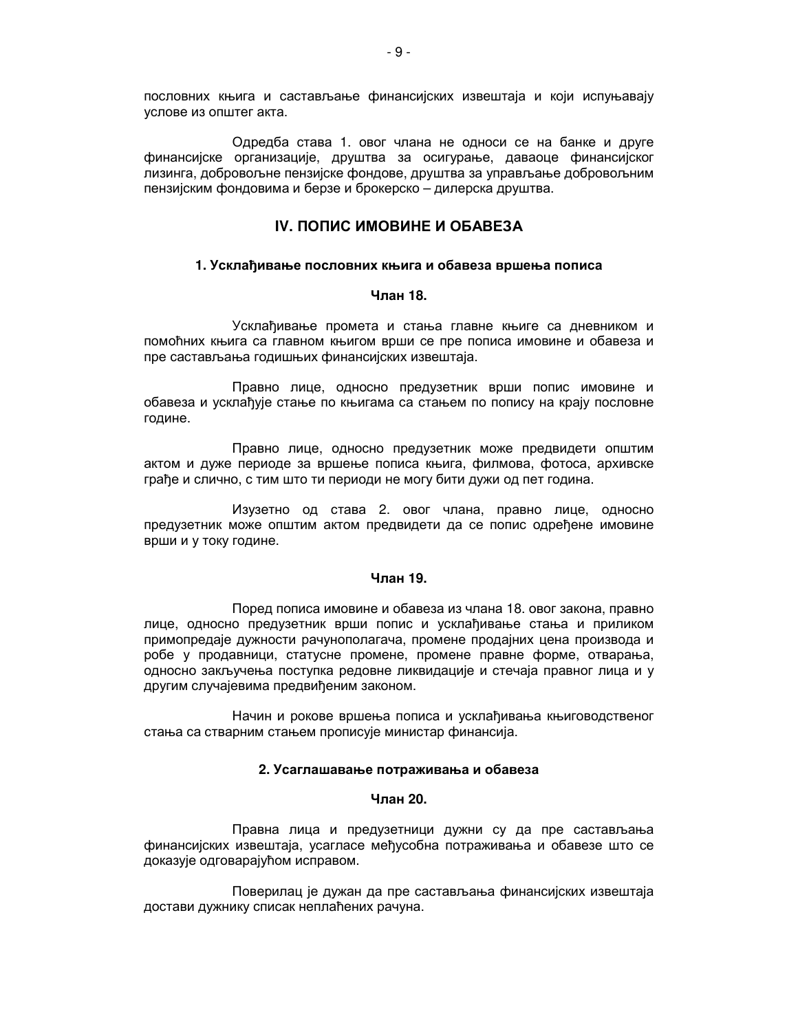пословних књига и састављање финансијских извештаја и који испуњавају услове из општег акта.

Одредба става 1. овог члана не односи се на банке и друге финансијске организације, друштва за осигурање, даваоце финансијског лизинга, добровољне пензијске фондове, друштва за управљање добровољним пензијским фондовима и берзе и брокерско – дилерска друштва.

## IV. ПОПИС ИМОВИНЕ И ОБАВЕЗА

### 1. Усклађивање пословних књига и обавеза вршења пописа

**Члан 18.**

Усклађивање промета и стања главне књиге са дневником и помоћних књига са главном књигом врши се пре пописа имовине и обавеза и пре састављања годишњих финансијских извештаја.

Правно лице, односно предузетник врши попис имовине и обавеза и усклађује стање по књигама са стањем по попису на крају пословне године.

Правно лице, односно предузетник може предвидети општим актом и дуже периоде за вршење пописа књига, филмова, фотоса, архивске грађе и слично, с тим што ти периоди не могу бити дужи од пет година.

Изузетно од става 2. овог члана, правно лице, односно предузетник може општим актом предвидети да се попис одређене имовине врши и у току године.

**Члан 19.**

Поред пописа имовине и обавеза из члана 18. овог закона, правно лице, односно предузетник врши попис и усклађивање стања и приликом примопредаје дужности рачунополагача, промене продајних цена производа и робе у продавници, статусне промене, промене правне форме, отварања, односно закључења поступка редовне ликвидације и стечаја правног лица и у другим случајевима предвиђеним законом.

Начин и рокове вршења пописа и усклађивања књиговодственог стања са стварним стањем прописује министар финансија.

### 2. Усаглашавање потраживања и обавеза

**Члан 20.**

Правна лица и предузетници дужни су да пре састављања финансијских извештаја, усагласе међусобна потраживања и обавезе што се доказује одговарајућом исправом.

Поверилац је дужан да пре састављања финансијских извештаја достави дужнику списак неплаћених рачуна.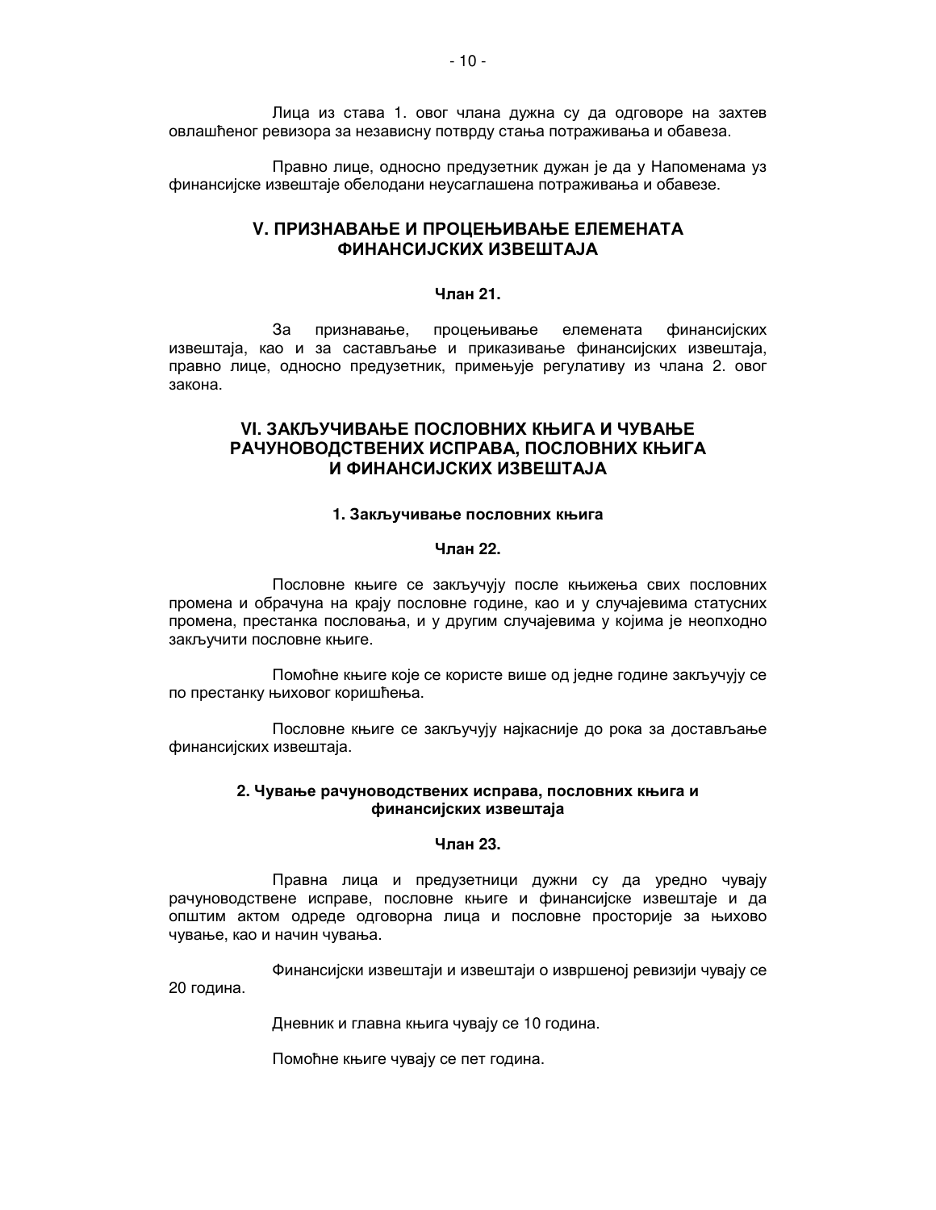Лица из става 1. овог члана дужна су да одговоре на захтев овлашћеног ревизора за независну потврду стања потраживања и обавеза.

Правно лице, односно предузетник дужан је да у Напоменама уз финансијске извештаје обелодани неусаглашена потраживања и обавезе.

## V. ПРИЗНАВАЊЕ И ПРОЦЕЊИВАЊЕ ЕЛЕМЕНАТА ФИНАНСИЈСКИХ ИЗВЕШТАЈА

### Члан 21.

За признавање, процењивање елемената финансијских извештаја, као и за састављање и приказивање финансијских извештаја, правно лице, односно предузетник, примењује регулативу из члана 2. овог закона.

## VI. ЗАКЉУЧИВАЊЕ ПОСЛОВНИХ КЊИГА И ЧУВАЊЕ РАЧУНОВОДСТВЕНИХ ИСПРАВА, ПОСЛОВНИХ КЊИГА И ФИНАНСИЈСКИХ ИЗВЕШТАЈА

### 1. Закључивање пословних књига

### Члан 22.

Пословне књиге се закључују после књижења свих пословних промена и обрачуна на крају пословне године, као и у случајевима статусних промена, престанка пословања, и у другим случајевима у којима је неопходно закључити пословне књиге.

Помоћне књиге које се користе више од једне године закључују се по престанку њиховог коришћења.

Пословне књиге се закључују најкасније до рока за достављање финансијских извештаја.

### 2. Чување рачуноводствених исправа, пословних књига и финансијских извештаја

### Члан 23.

Правна лица и предузетници дужни су да уредно чувају рачуноводствене исправе, пословне књиге и финансијске извештаје и да општим актом одреде одговорна лица и пословне просторије за њихово чување, као и начин чувања.

Финансијски извештаји и извештаји о извршеној ревизији чувају се 20 година.

Дневник и главна књига чувају се 10 година.

Помоћне књиге чувају се пет година.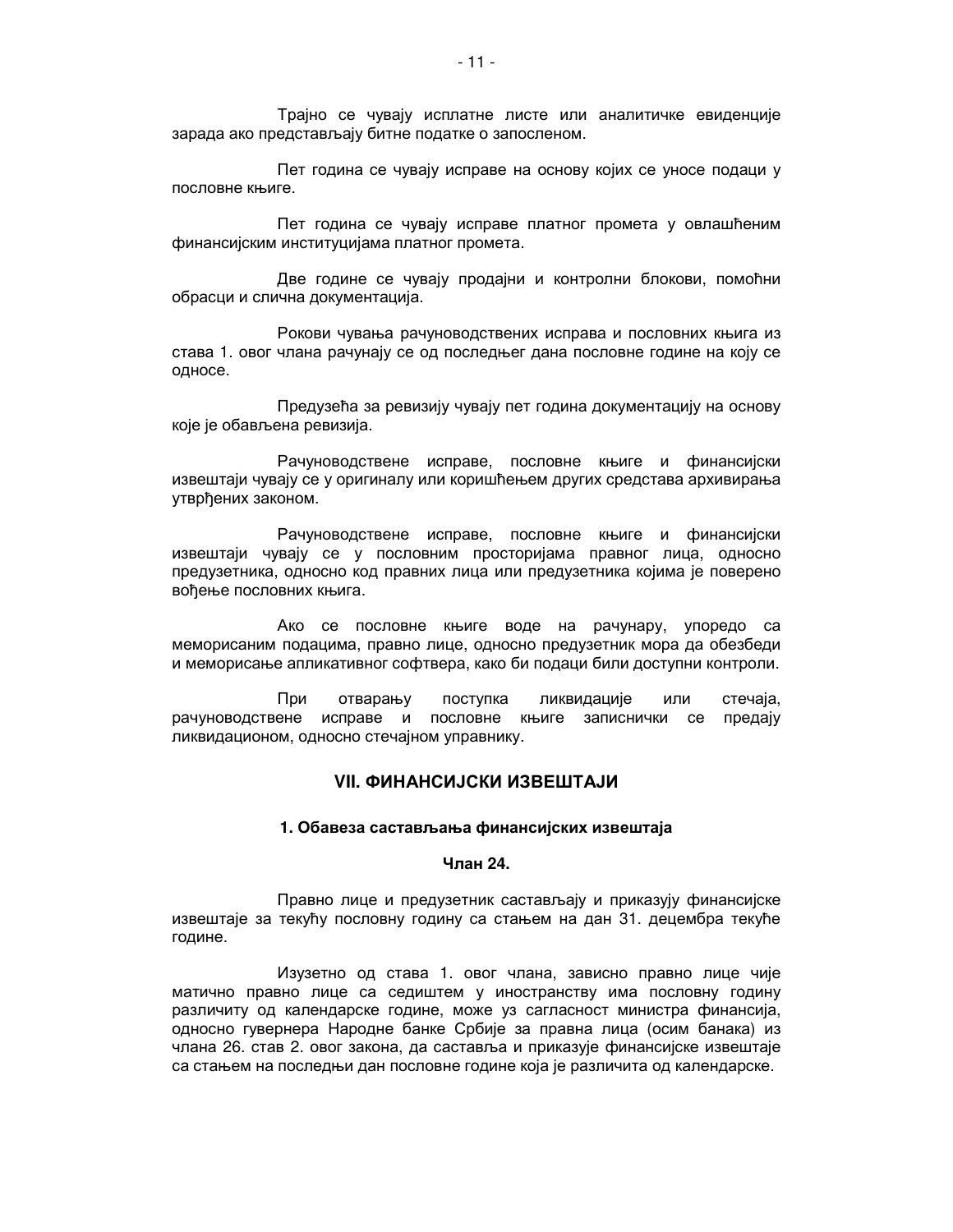Трајно се чувају исплатне листе или аналитичке евиденције зарада ако представљају битне податке о запосленом.

Пет година се чувају исправе на основу којих се уносе подаци у пословне књиге.

Пет година се чувају исправе платног промета у овлашћеним финансијским институцијама платног промета.

Две године се чувају продајни и контролни блокови, помоћни обрасци и слична документација.

Рокови чувања рачуноводствених исправа и пословних књига из става 1. овог члана рачунају се од последњег дана пословне године на коју се односе.

Предузећа за ревизију чувају пет година документацију на основу које је обављена ревизија.

Рачуноводствене исправе, пословне књиге и финансијски извештаји чувају се у оригиналу или коришћењем других средстава архивирања утврђених законом.

Рачуноводствене исправе, пословне књиге и финансијски извештаји чувају се у пословним просторијама правног лица, односно предузетника, односно код правних лица или предузетника којима је поверено вођење пословних књига.

Ако се пословне књиге воде на рачунару, упоредо са меморисаним подацима, правно лице, односно предузетник мора да обезбеди и меморисање апликативног софтвера, како би подаци били доступни контроли.

При отварању поступка ликвидације или стечаја, рачуноводствене исправе и пословне књиге записнички се предају ликвидационом, односно стечајном управнику.

## VII. ФИНАНСИЈСКИ ИЗВЕШТАЈИ

### 1. Обавеза састављања финансијских извештаја

#### Члан 24.

Правно лице и предузетник састављају и приказују финансијске извештаје за текућу пословну годину са стањем на дан 31. децембра текуће године.

Изузетно од става 1. овог члана, зависно правно лице чије матично правно лице са седиштем у иностранству има пословну годину различиту од календарске године, може уз сагласност министра финансија, односно гувернера Народне банке Србије за правна лица (осим банака) из члана 26. став 2. овог закона, да саставља и приказује финансијске извештаје са стањем на последњи дан пословне године која је различита од календарске.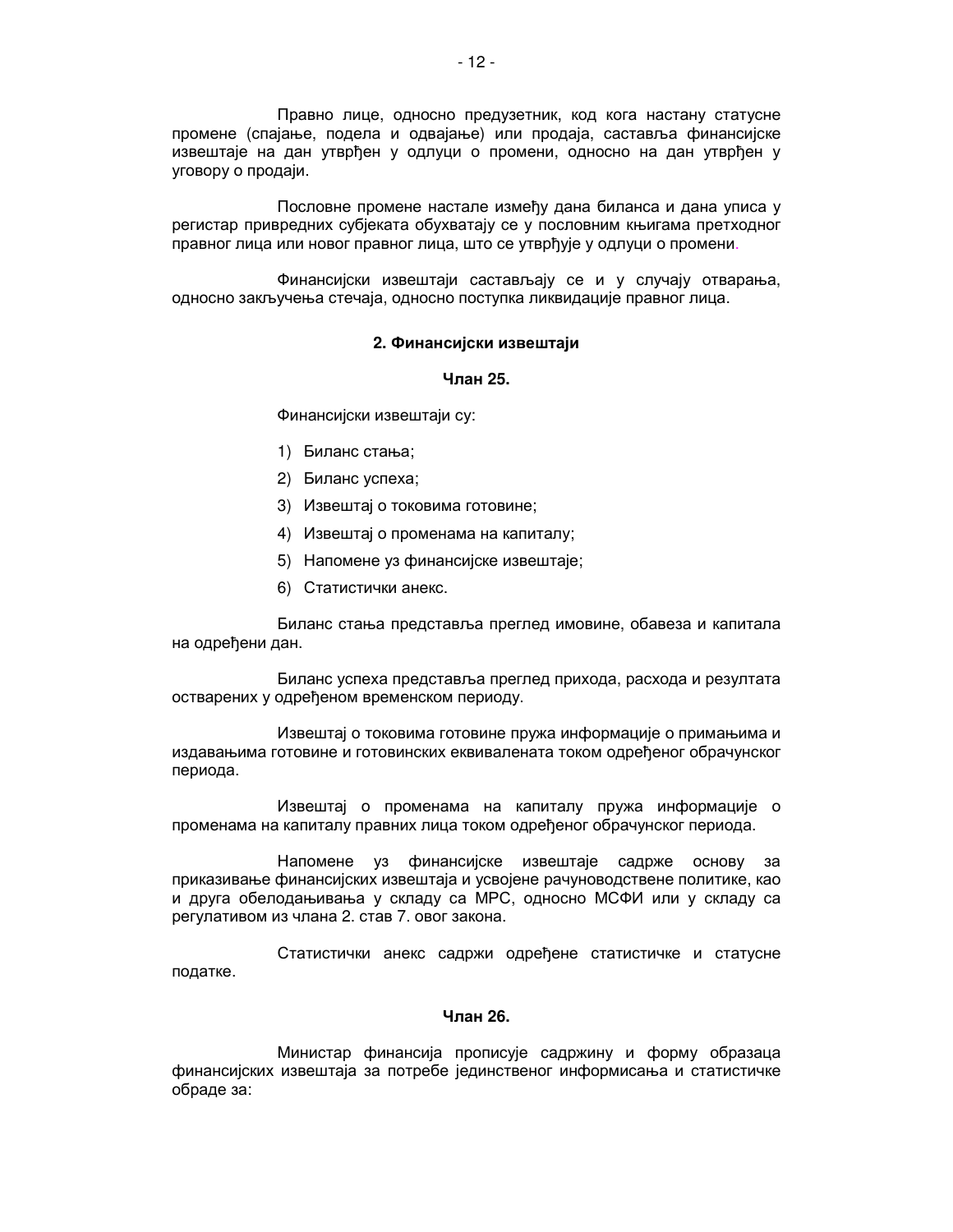Правно лице, односно предузетник, код кога настану статусне промене (спајање, подела и одвајање) или продаја, саставља финансијске извештаје на дан утврђен у одлуци о промени, односно на дан утврђен у уговору о продаји.

Пословне промене настале између дана биланса и дана уписа у регистар привредних субјеката обухватају се у пословним књигама претходног правног лица или новог правног лица, што се утврђује у одлуци о промени.

Финансијски извештаји састављају се и у случају отварања, односно закључења стечаја, односно поступка ликвидације правног лица.

### 2. Финансијски извештаји

#### Члан 25.

Финансијски извештаји су:

1) Биланс стања;
2) Биланс успеха;
3) Извештај о токовима готовине;
4) Извештај о променама на капиталу;
5) Напомене уз финансијске извештаје;
6) Статистички анекс.

Биланс стања представља преглед имовине, обавеза и капитала на одређени дан.

Биланс успеха представља преглед прихода, расхода и резултата остварених у одређеном временском периоду.

Извештај о токовима готовине пружа информације о примањима и издавањима готовине и готовинских еквивалената током одређеног обрачунског периода.

Извештај о променама на капиталу пружа информације о променама на капиталу правних лица током одређеног обрачунског периода.

Напомене уз финансијске извештаје садрже основу за приказивање финансијских извештаја и усвојене рачуноводствене политике, као и друга обелодањивања у складу са МРС, односно МСФИ или у складу са регулативом из члана 2. став 7. овог закона.

Статистички анекс садржи одређене статистичке и статусне податке.

#### Члан 26.

Министар финансија прописује садржину и форму образаца финансијских извештаја за потребе јединственог информисања и статистичке обраде за: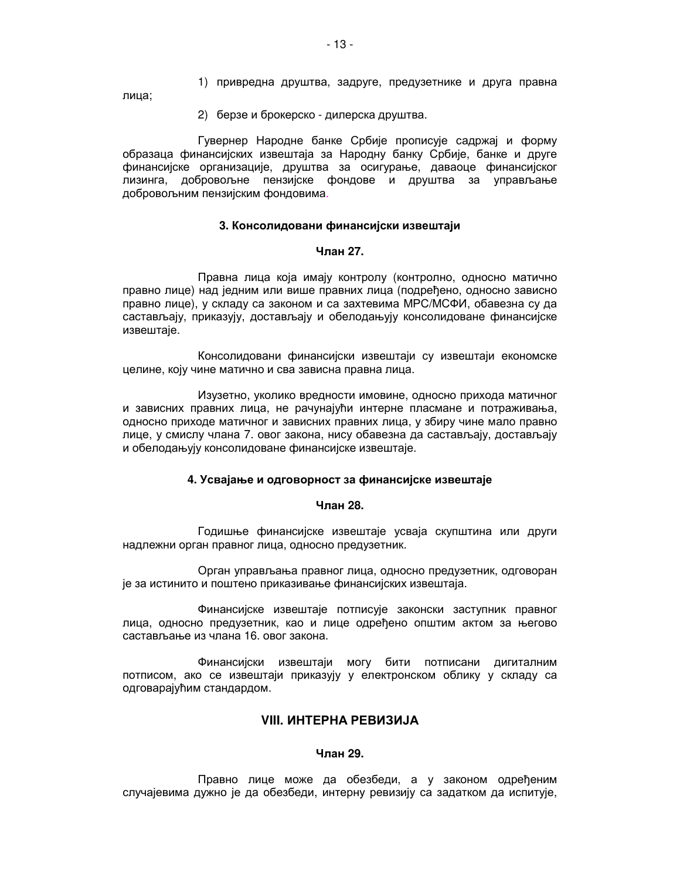1) привредна друштва, задруге, предузетнике и друга правна лица;

2) берзе и брокерско - дилерска друштва.

Гувернер Народне банке Србије прописује садржај и форму образаца финансијских извештаја за Народну банку Србије, банке и друге финансијске организације, друштва за осигурање, даваоце финансијског лизинга, добровољне пензијске фондове и друштва за управљање добровољним пензијским фондовима.

#### 3. Консолидовани финансијски извештаји

#### Члан 27.

Правна лица која имају контролу (контролно, односно матично правно лице) над једним или више правних лица (подређено, односно зависно правно лице), у складу са законом и са захтевима МРС/МСФИ, обавезна су да састављају, приказују, достављају и обелодањују консолидоване финансијске извештаје.

Консолидовани финансијски извештаји су извештаји економске целине, коју чине матично и сва зависна правна лица.

Изузетно, уколико вредности имовине, односно прихода матичног и зависних правних лица, не рачунајући интерне пласмане и потраживања, односно приходе матичног и зависних правних лица, у збиру чине мало правно лице, у смислу члана 7. овог закона, нису обавезна да састављају, достављају и обелодањују консолидоване финансијске извештаје.

#### 4. Усвајање и одговорност за финансијске извештаје

#### Члан 28.

Годишње финансијске извештаје усваја скупштина или други надлежни орган правног лица, односно предузетник.

Орган управљања правног лица, односно предузетник, одговоран је за истинито и поштено приказивање финансијских извештаја.

Финансијске извештаје потписује законски заступник правног лица, односно предузетник, као и лице одређено општим актом за његово састављање из члана 16. овог закона.

Финансијски извештаји могу бити потписани дигиталним потписом, ако се извештаји приказују у електронском облику у складу са одговарајућим стандардом.

## VIII. ИНТЕРНА РЕВИЗИЈА

#### Члан 29.

Правно лице може да обезбеди, а у законом одређеним случајевима дужно је да обезбеди, интерну ревизију са задатком да испитује,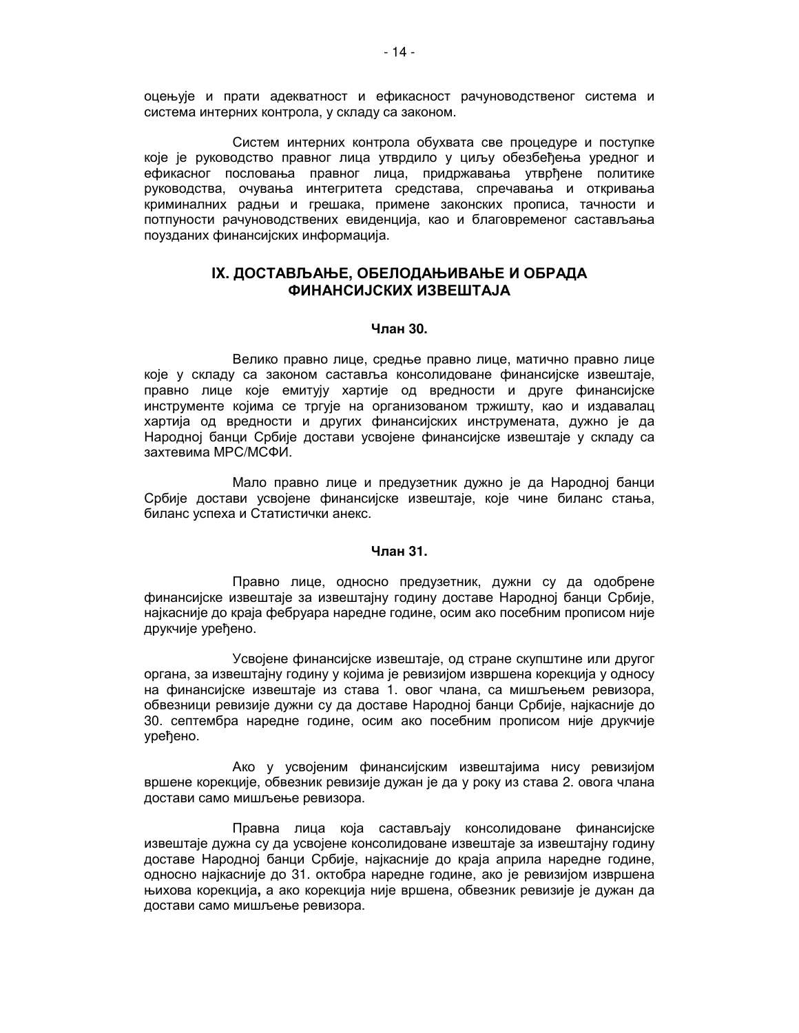оцењује и прати адекватност и ефикасност рачуноводственог система и система интерних контрола, у складу са законом.

Систем интерних контрола обухвата све процедуре и поступке које је руководство правног лица утврдило у циљу обезбеђења уредног и ефикасног пословања правног лица, придржавања утврђене политике руководства, очувања интегритета средстава, спречавања и откривања криминалних радњи и грешака, примене законских прописа, тачности и потпуности рачуноводствених евиденција, као и благовременог састављања поузданих финансијских информација.

## IX. ДОСТАВЉАЊЕ, ОБЕЛОДАЊИВАЊЕ И ОБРАДА ФИНАНСИЈСКИХ ИЗВЕШТАЈА

### Члан 30.

Велико правно лице, средње правно лице, матично правно лице које у складу са законом саставља консолидоване финансијске извештаје, правно лице које емитују хартије од вредности и друге финансијске инструменте којима се тргује на организованом тржишту, као и издавалац хартија од вредности и других финансијских инструмената, дужно је да Народној банци Србије достави усвојене финансијске извештаје у складу са захтевима МРС/МСФИ.

Мало правно лице и предузетник дужно је да Народној банци Србије достави усвојене финансијске извештаје, које чине биланс стања, биланс успеха и Статистички анекс.

### Члан 31.

Правно лице, односно предузетник, дужни су да одобрене финансијске извештаје за извештајну годину доставе Народној банци Србије, најкасније до краја фебруара наредне године, осим ако посебним прописом није друкчије уређено.

Усвојене финансијске извештаје, од стране скупштине или другог органа, за извештајну годину у којима је ревизијом извршена корекција у односу на финансијске извештаје из става 1. овог члана, са мишљењем ревизора, обвезници ревизије дужни су да доставе Народној банци Србије, најкасније до 30. септембра наредне године, осим ако посебним прописом није друкчије уређено.

Ако у усвојеним финансијским извештајима нису ревизијом вршене корекције, обвезник ревизије дужан је да у року из става 2. овога члана достави само мишљење ревизора.

Правна лица која састављају консолидоване финансијске извештаје дужна су да усвојене консолидоване извештаје за извештајну годину доставе Народној банци Србије, најкасније до краја априла наредне године, односно најкасније до 31. октобра наредне године, ако је ревизијом извршена њихова корекција**,** а ако корекција није вршена, обвезник ревизије је дужан да достави само мишљење ревизора.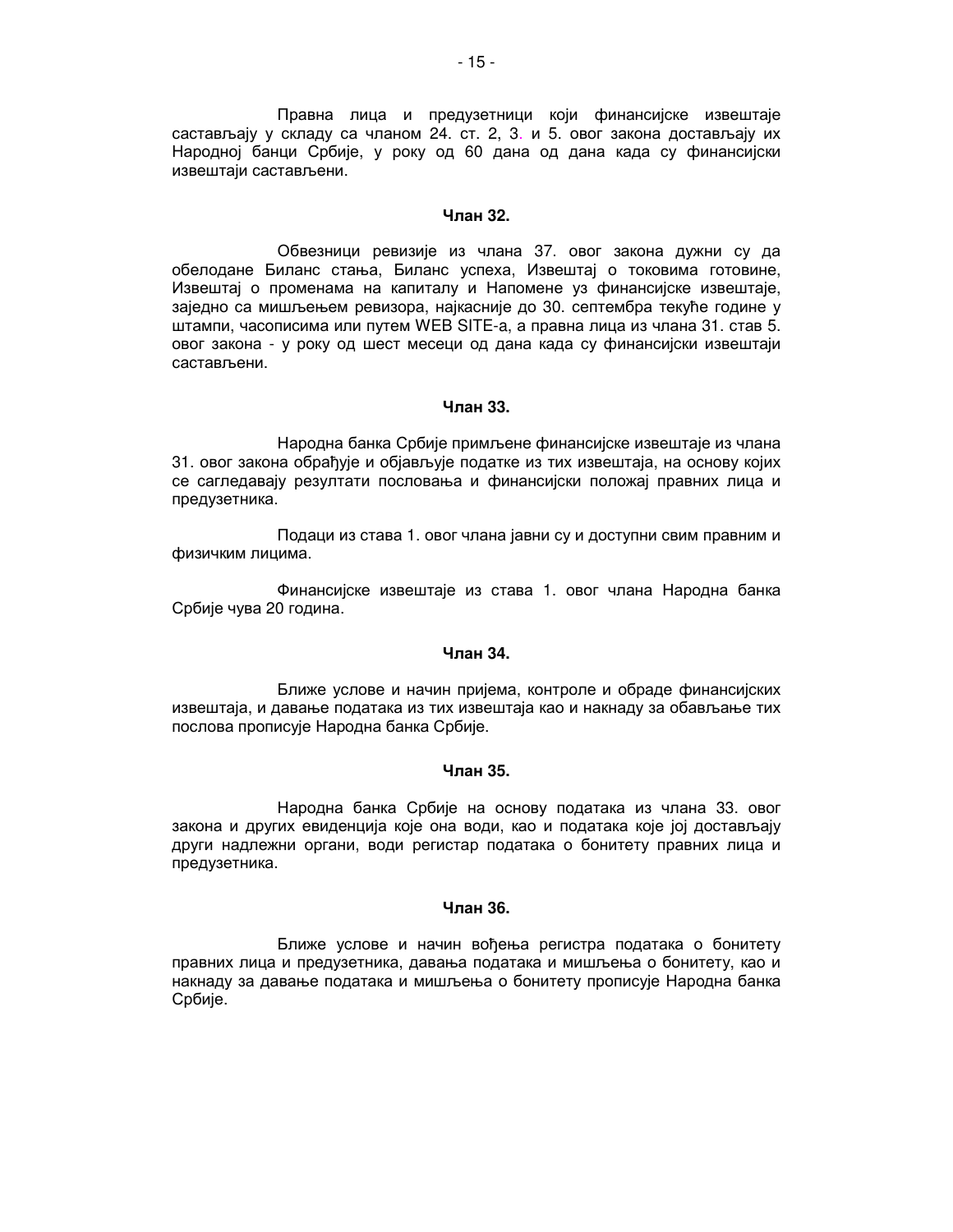Правна лица и предузетници који финансијске извештаје састављају у складу са чланом 24. ст. 2, 3. и 5. овог закона достављају их Народној банци Србије, у року од 60 дана од дана када су финансијски извештаји састављени.

**Члан 32.**

Обвезници ревизије из члана 37. овог закона дужни су да обелодане Биланс стања, Биланс успеха, Извештај о токовима готовине, Извештај о променама на капиталу и Напомене уз финансијске извештаје, заједно са мишљењем ревизора, најкасније до 30. септембра текуће године у штампи, часописима или путем WEB SITE-а, а правна лица из члана 31. став 5. овог закона - у року од шест месеци од дана када су финансијски извештаји састављени.

**Члан 33.**

Народна банка Србије примљене финансијске извештаје из члана 31. овог закона обрађује и објављује податке из тих извештаја, на основу којих се сагледавају резултати пословања и финансијски положај правних лица и предузетника.

Подаци из става 1. овог члана јавни су и доступни свим правним и физичким лицима.

Финансијске извештаје из става 1. овог члана Народна банка Србије чува 20 година.

**Члан 34.**

Ближе услове и начин пријема, контроле и обраде финансијских извештаја, и давање података из тих извештаја као и накнаду за обављање тих послова прописује Народна банка Србије.

**Члан 35.**

Народна банка Србије на основу података из члана 33. овог закона и других евиденција које она води, као и података које јој достављају други надлежни органи, води регистар података о бонитету правних лица и предузетника.

**Члан 36.**

Ближе услове и начин вођења регистра података о бонитету правних лица и предузетника, давања података и мишљења о бонитету, као и накнаду за давање података и мишљења о бонитету прописује Народна банка Србије.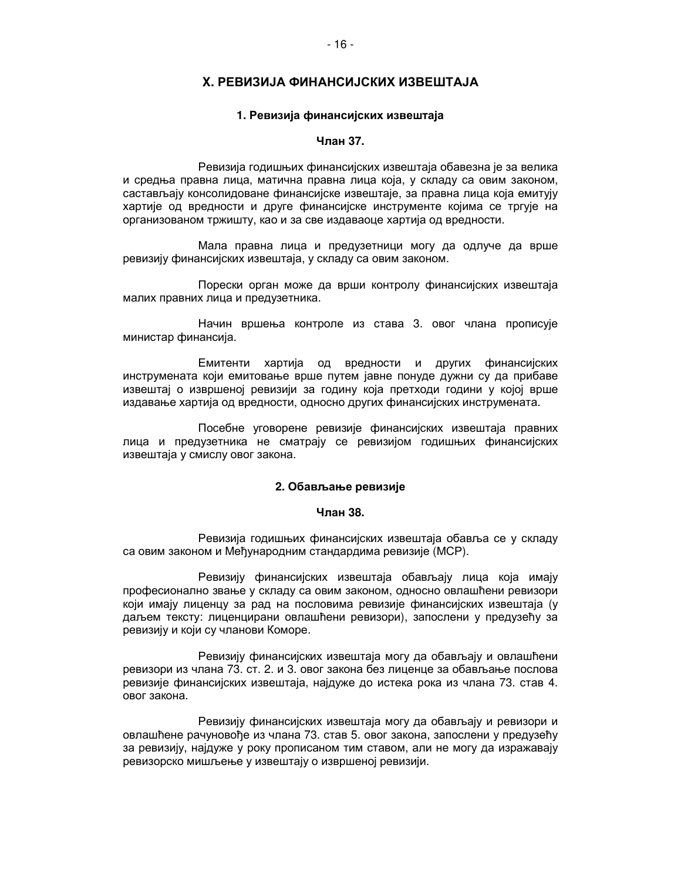## X. РЕВИЗИЈА ФИНАНСИЈСКИХ ИЗВЕШТАЈА

### 1. Ревизија финансијских извештаја

#### Члан 37.

Ревизија годишњих финансијских извештаја обавезна је за велика и средња правна лица, матична правна лица која, у складу са овим законом, састављају консолидоване финансијске извештаје, за правна лица која емитују хартије од вредности и друге финансијске инструменте којима се тргује на организованом тржишту, као и за све издаваоце хартија од вредности.

Мала правна лица и предузетници могу да одлуче да врше ревизију финансијских извештаја, у складу са овим законом.

Порески орган може да врши контролу финансијских извештаја малих правних лица и предузетника.

Начин вршења контроле из става 3. овог члана прописује министар финансија.

Емитенти хартија од вредности и других финансијских инструмената који емитовање врше путем јавне понуде дужни су да прибаве извештај о извршеној ревизији за годину која претходи години у којој врше издавање хартија од вредности, односно других финансијских инструмената.

Посебне уговорене ревизије финансијских извештаја правних лица и предузетника не сматрају се ревизијом годишњих финансијских извештаја у смислу овог закона.

### 2. Обављање ревизије

#### Члан 38.

Ревизија годишњих финансијских извештаја обавља се у складу са овим законом и Међународним стандардима ревизије (МСР).

Ревизију финансијских извештаја обављају лица која имају професионално звање у складу са овим законом, односно овлашћени ревизори који имају лиценцу за рад на пословима ревизије финансијских извештаја (у даљем тексту: лиценцирани овлашћени ревизори), запослени у предузећу за ревизију и који су чланови Коморе.

Ревизију финансијских извештаја могу да обављају и овлашћени ревизори из члана 73. ст. 2. и 3. овог закона без лиценце за обављање послова ревизије финансијских извештаја, најдуже до истека рока из члана 73. став 4. овог закона.

Ревизију финансијских извештаја могу да обављају и ревизори и овлашћене рачуновође из члана 73. став 5. овог закона, запослени у предузећу за ревизију, најдуже у року прописаном тим ставом, али не могу да изражавају ревизорско мишљење у извештају о извршеној ревизији.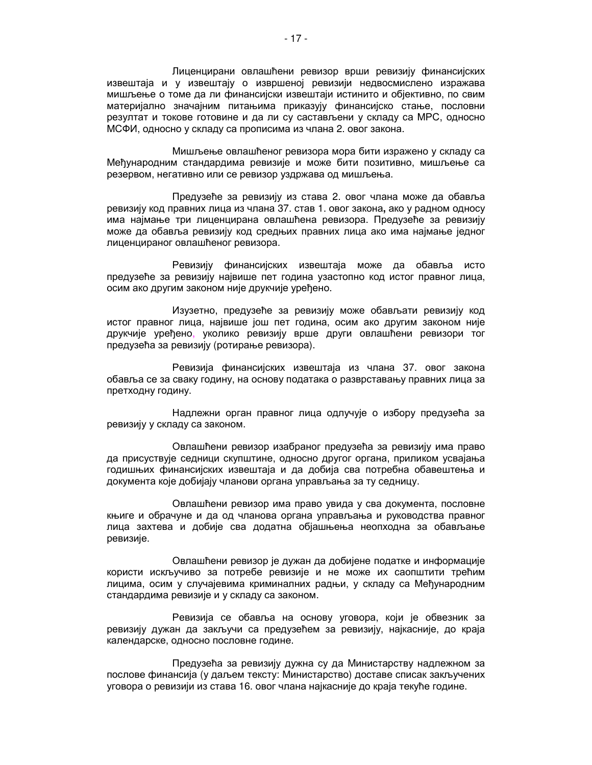Лиценцирани овлашћени ревизор врши ревизију финансијских извештаја и у извештају о извршеној ревизији недвосмислено изражава мишљење о томе да ли финансијски извештаји истинито и објективно, по свим материјално значајним питањима приказују финансијско стање, пословни резултат и токове готовине и да ли су састављени у складу са МРС, односно МСФИ, односно у складу са прописима из члана 2. овог закона.

Мишљење овлашћеног ревизора мора бити изражено у складу са Међународним стандардима ревизије и може бити позитивно, мишљење са резервом, негативно или се ревизор уздржава од мишљења.

Предузеће за ревизију из става 2. овог члана може да обавља ревизију код правних лица из члана 37. став 1. овог закона**,** ако у радном односу има најмање три лиценцирана овлашћена ревизора. Предузеће за ревизију може да обавља ревизију код средњих правних лица ако има најмање једног лиценцираног овлашћеног ревизора.

Ревизију финансијских извештаја може да обавља исто предузеће за ревизију највише пет година узастопно код истог правног лица, осим ако другим законом није друкчије уређено.

Изузетно, предузеће за ревизију може обављати ревизију код истог правног лица, највише још пет година, осим ако другим законом није друкчије уређено, уколико ревизију врше други овлашћени ревизори тог предузећа за ревизију (ротирање ревизора).

Ревизија финансијских извештаја из члана 37. овог закона обавља се за сваку годину, на основу података о разврставању правних лица за претходну годину.

Надлежни орган правног лица одлучује о избору предузећа за ревизију у складу са законом.

Овлашћени ревизор изабраног предузећа за ревизију има право да присуствује седници скупштине, односно другог органа, приликом усвајања годишњих финансијских извештаја и да добија сва потребна обавештења и документа које добијају чланови органа управљања за ту седницу.

Овлашћени ревизор има право увида у сва документа, пословне књиге и обрачуне и да од чланова органа управљања и руководства правног лица захтева и добије сва додатна објашњења неопходна за обављање ревизије.

Овлашћени ревизор је дужан да добијене податке и информације користи искључиво за потребе ревизије и не може их саопштити трећим лицима, осим у случајевима криминалних радњи, у складу са Међународним стандардима ревизије и у складу са законом.

Ревизија се обавља на основу уговора, који је обвезник за ревизију дужан да закључи са предузећем за ревизију, најкасније, до краја календарске, односно пословне године.

Предузећа за ревизију дужна су да Министарству надлежном за послове финансија (у даљем тексту: Министарство) доставе списак закључених уговора о ревизији из става 16. овог члана најкасније до краја текуће године.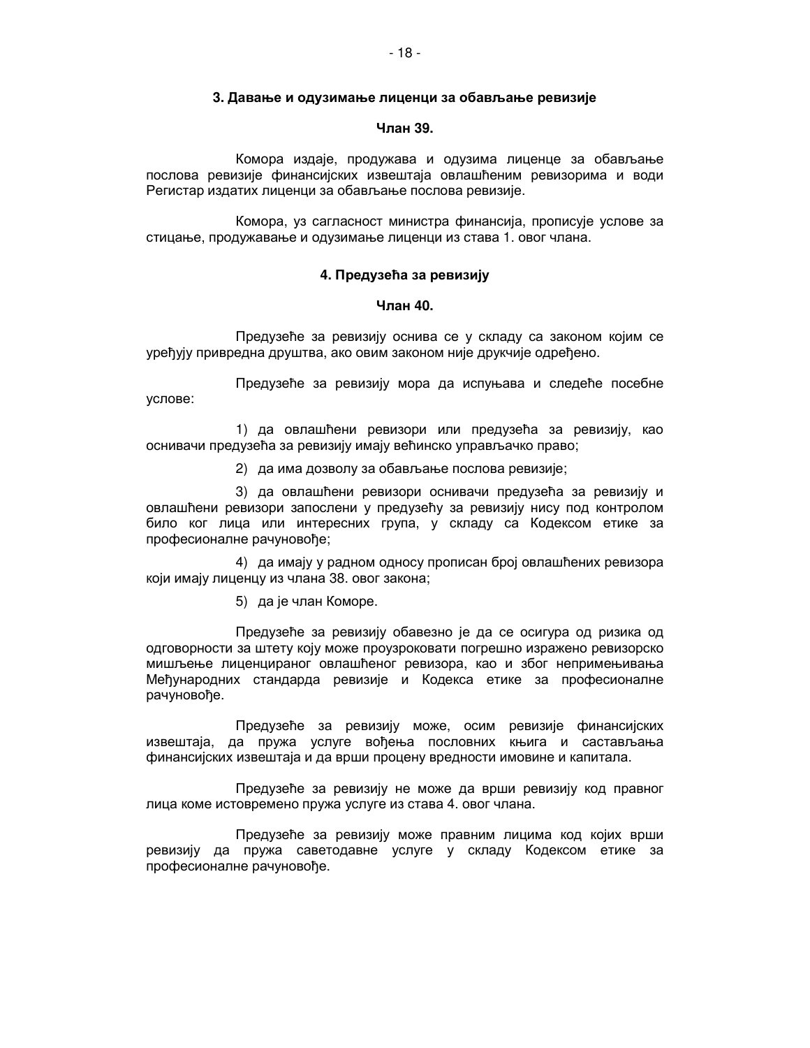### 3. Давање и одузимање лиценци за обављање ревизије

**Члан 39.**

Комора издаје, продужава и одузима лиценце за обављање послова ревизије финансијских извештаја овлашћеним ревизорима и води Регистар издатих лиценци за обављање послова ревизије.

Комора, уз сагласност министра финансија, прописује услове за стицање, продужавање и одузимање лиценци из става 1. овог члана.

### 4. Предузећа за ревизију

**Члан 40.**

Предузеће за ревизију оснива се у складу са законом којим се уређују привредна друштва, ако овим законом није друкчије одређено.

Предузеће за ревизију мора да испуњава и следеће посебне услове:

1) да овлашћени ревизори или предузећа за ревизију, као оснивачи предузећа за ревизију имају већинско управљачко право;

2) да има дозволу за обављање послова ревизије;

3) да овлашћени ревизори оснивачи предузећа за ревизију и овлашћени ревизори запослени у предузећу за ревизију нису под контролом било ког лица или интересних група, у складу са Кодексом етике за професионалне рачуновође;

4) да имају у радном односу прописан број овлашћених ревизора који имају лиценцу из члана 38. овог закона;

5) да је члан Коморе.

Предузеће за ревизију обавезно је да се осигура од ризика од одговорности за штету коју може проузроковати погрешно изражено ревизорско мишљење лиценцираног овлашћеног ревизора, као и због непримењивања Међународних стандарда ревизије и Кодекса етике за професионалне рачуновође.

Предузеће за ревизију може, осим ревизије финансијских извештаја, да пружа услуге вођења пословних књига и састављања финансијских извештаја и да врши процену вредности имовине и капитала.

Предузеће за ревизију не може да врши ревизију код правног лица коме истовремено пружа услуге из става 4. овог члана.

Предузеће за ревизију може правним лицима код којих врши ревизију да пружа саветодавне услуге у складу Кодексом етике за професионалне рачуновође.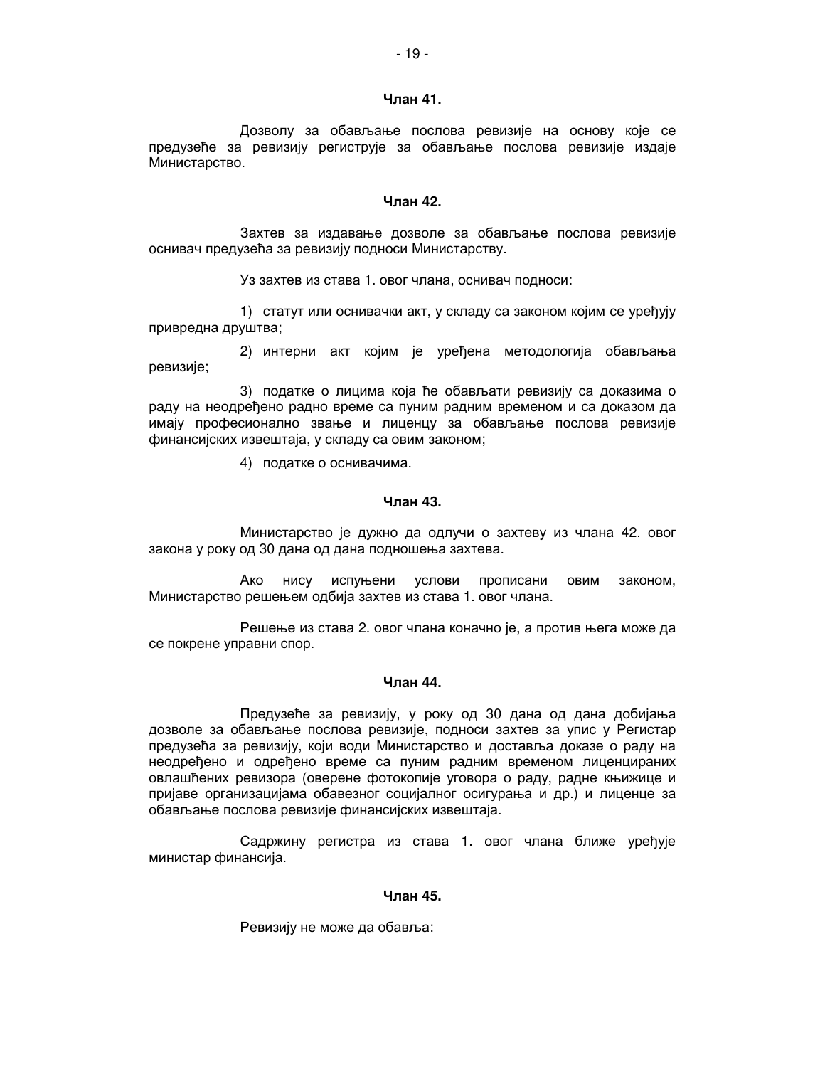**Члан 41.**

Дозволу за обављање послова ревизије на основу које се предузеће за ревизију региструје за обављање послова ревизије издаје Министарство.

**Члан 42.**

Захтев за издавање дозволе за обављање послова ревизије оснивач предузећа за ревизију подноси Министарству.

Уз захтев из става 1. овог члана, оснивач подноси:

1) статут или оснивачки акт, у складу са законом којим се уређују привредна друштва;

2) интерни акт којим је уређена методологија обављања ревизије;

3) податке о лицима која ће обављати ревизију са доказима о раду на неодређено радно време са пуним радним временом и са доказом да имају професионално звање и лиценцу за обављање послова ревизије финансијских извештаја, у складу са овим законом;

4) податке о оснивачима.

**Члан 43.**

Министарство је дужно да одлучи о захтеву из члана 42. овог закона у року од 30 дана од дана подношења захтева.

Ако нису испуњени услови прописани овим законом, Министарство решењем одбија захтев из става 1. овог члана.

Решење из става 2. овог члана коначно је, а против њега може да се покрене управни спор.

**Члан 44.**

Предузеће за ревизију, у року од 30 дана од дана добијања дозволе за обављање послова ревизије, подноси захтев за упис у Регистар предузећа за ревизију, који води Министарство и доставља доказе о раду на неодређено и одређено време са пуним радним временом лиценцираних овлашћених ревизора (оверене фотокопије уговора о раду, радне књижице и пријаве организацијама обавезног социјалног осигурања и др.) и лиценце за обављање послова ревизије финансијских извештаја.

Садржину регистра из става 1. овог члана ближе уређује министар финансија.

**Члан 45.**

Ревизију не може да обавља: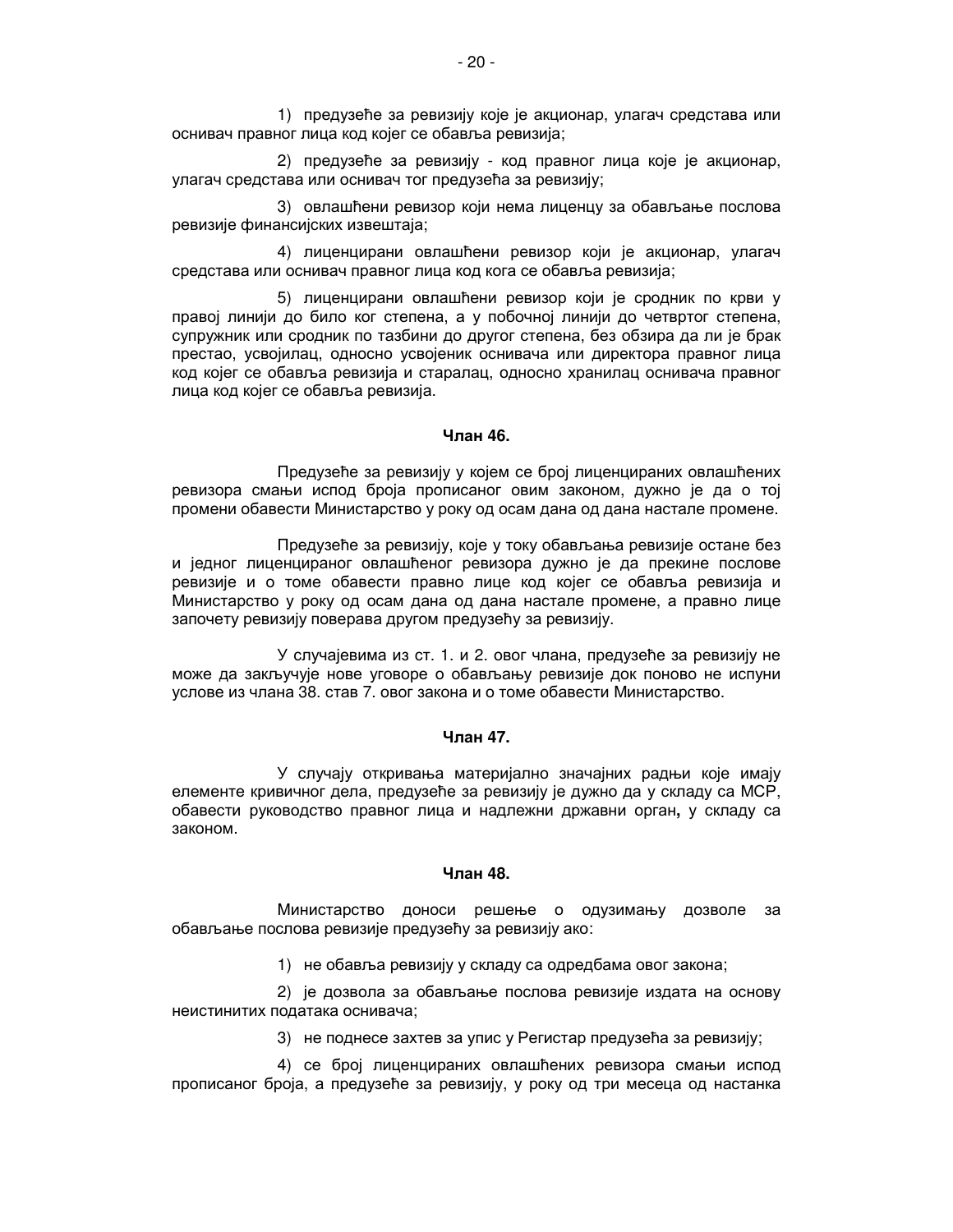1) предузеће за ревизију које је акционар, улагач средстава или оснивач правног лица код којег се обавља ревизија;

2) предузеће за ревизију - код правног лица које је акционар, улагач средстава или оснивач тог предузећа за ревизију;

3) овлашћени ревизор који нема лиценцу за обављање послова ревизије финансијских извештаја;

4) лиценцирани овлашћени ревизор који је акционар, улагач средстава или оснивач правног лица код кога се обавља ревизија;

5) лиценцирани овлашћени ревизор који је сродник по крви у правој линији до било ког степена, а у побочној линији до четвртог степена, супружник или сродник по тазбини до другог степена, без обзира да ли је брак престао, усвојилац, односно усвојеник оснивача или директора правног лица код којег се обавља ревизија и старалац, односно хранилац оснивача правног лица код којег се обавља ревизија.

**Члан 46.**

Предузеће за ревизију у којем се број лиценцираних овлашћених ревизора смањи испод броја прописаног овим законом, дужно је да о тој промени обавести Министарство у року од осам дана од дана настале промене.

Предузеће за ревизију, које у току обављања ревизије остане без и једног лиценцираног овлашћеног ревизора дужно је да прекине послове ревизије и о томе обавести правно лице код којег се обавља ревизија и Министарство у року од осам дана од дана настале промене, а правно лице започету ревизију поверава другом предузећу за ревизију.

У случајевима из ст. 1. и 2. овог члана, предузеће за ревизију не може да закључује нове уговоре о обављању ревизије док поново не испуни услове из члана 38. став 7. овог закона и о томе обавести Министарство.

**Члан 47.**

У случају откривања материјално значајних радњи које имају елементе кривичног дела, предузеће за ревизију је дужно да у складу са МСР, обавести руководство правног лица и надлежни државни орган**,** у складу са законом.

**Члан 48.**

Министарство доноси решење о одузимању дозволе за обављање послова ревизије предузећу за ревизију ако:

1) не обавља ревизију у складу са одредбама овог закона;

2) је дозвола за обављање послова ревизије издата на основу неистинитих података оснивача;

3) не поднесе захтев за упис у Регистар предузећа за ревизију;

4) се број лиценцираних овлашћених ревизора смањи испод прописаног броја, а предузеће за ревизију, у року од три месеца од настанка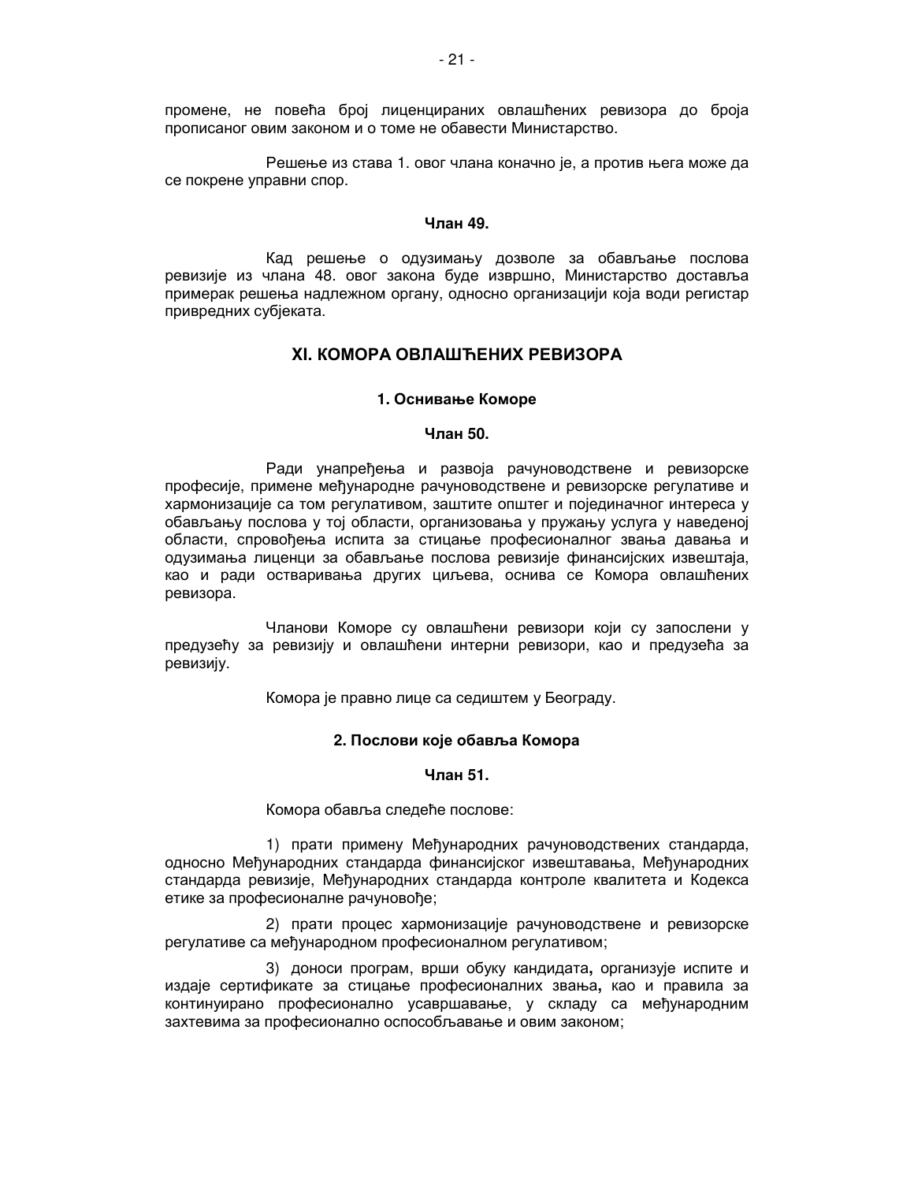промене, не повећа број лиценцираних овлашћених ревизора до броја прописаног овим законом и о томе не обавести Министарство.

Решење из става 1. овог члана коначно је, а против њега може да се покрене управни спор.

**Члан 49.**

Кад решење о одузимању дозволе за обављање послова ревизије из члана 48. овог закона буде извршно, Министарство доставља примерак решења надлежном органу, односно организацији која води регистар привредних субјеката.

## XI. КОМОРА ОВЛАШЋЕНИХ РЕВИЗОРА

### 1. Оснивање Коморе

**Члан 50.**

Ради унапређења и развоја рачуноводствене и ревизорске професије, примене међународне рачуноводствене и ревизорске регулативе и хармонизације са том регулативом, заштите општег и појединачног интереса у обављању послова у тој области, организовања у пружању услуга у наведеној области, спровођења испита за стицање професионалног звања давања и одузимања лиценци за обављање послова ревизије финансијских извештаја, као и ради остваривања других циљева, оснива се Комора овлашћених ревизора.

Чланови Коморе су овлашћени ревизори који су запослени у предузећу за ревизију и овлашћени интерни ревизори, као и предузећа за ревизију.

Комора је правно лице са седиштем у Београду.

### 2. Послови које обавља Комора

**Члан 51.**

Комора обавља следеће послове:

1) прати примену Међународних рачуноводствених стандарда, односно Међународних стандарда финансијског извештавања, Међународних стандарда ревизије, Међународних стандарда контроле квалитета и Кодекса етике за професионалне рачуновође;

2) прати процес хармонизације рачуноводствене и ревизорске регулативе са међународном професионалном регулативом;

3) доноси програм, врши обуку кандидата**,** организује испите и издаје сертификате за стицање професионалних звања**,** као и правила за континуирано професионално усавршавање, у складу са међународним захтевима за професионално оспособљавање и овим законом;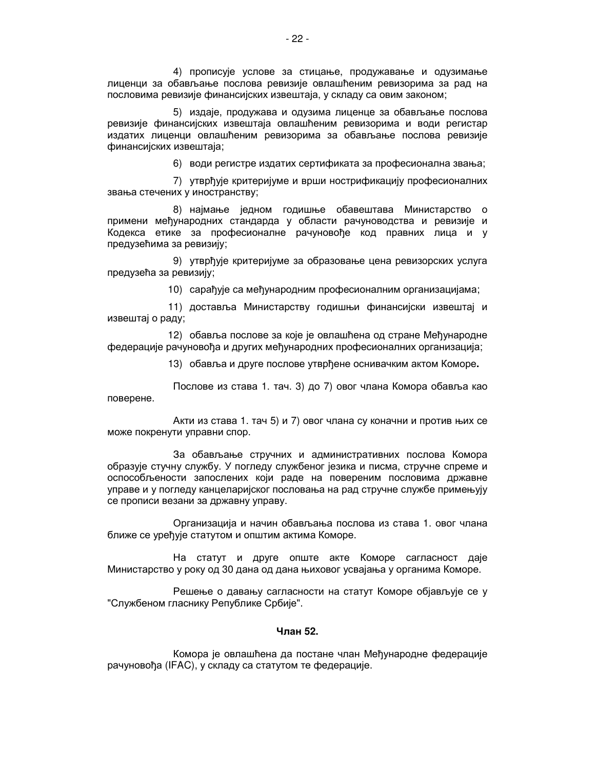4) прописује услове за стицање, продужавање и одузимање лиценци за обављање послова ревизије овлашћеним ревизорима за рад на пословима ревизије финансијских извештаја, у складу са овим законом;

5) издаје, продужава и одузима лиценце за обављање послова ревизије финансијских извештаја овлашћеним ревизорима и води регистар издатих лиценци овлашћеним ревизорима за обављање послова ревизије финансијских извештаја;

6) води регистре издатих сертификата за професионална звања;

7) утврђује критеријуме и врши нострификацију професионалних звања стечених у иностранству;

8) најмање једном годишње обавештава Министарство о примени међународних стандарда у области рачуноводства и ревизије и Кодекса етике за професионалне рачуновође код правних лица и у предузећима за ревизију;

9) утврђује критеријуме за образовање цена ревизорских услуга предузећа за ревизију;

10) сарађује са међународним професионалним организацијама;

11) доставља Министарству годишњи финансијски извештај и извештај о раду;

12) обавља послове за које је овлашћена од стране Међународне федерације рачуновођа и других међународних професионалних организација;

13) обавља и друге послове утврђене оснивачким актом Коморе**.**

Послове из става 1. тач. 3) до 7) овог члана Комора обавља као поверене.

Акти из става 1. тач 5) и 7) овог члана су коначни и против њих се може покренути управни спор.

За обављање стручних и административних послова Комора образује стучну службу. У погледу службеног језика и писма, стручне спреме и оспособљености запослених који раде на повереним пословима државне управе и у погледу канцеларијског пословања на рад стручне службе примењују се прописи везани за државну управу.

Организација и начин обављања послова из става 1. овог члана ближе се уређује статутом и општим актима Коморе.

На статут и друге опште акте Коморе сагласност даје Министарство у року од 30 дана од дана њиховог усвајања у органима Коморе.

Решење о давању сагласности на статут Коморе објављује се у "Службеном гласнику Републике Србије".

**Члан 52.**

Комора је овлашћена да постане члан Међународне федерације рачуновођа (IFAC), у складу са статутом те федерације.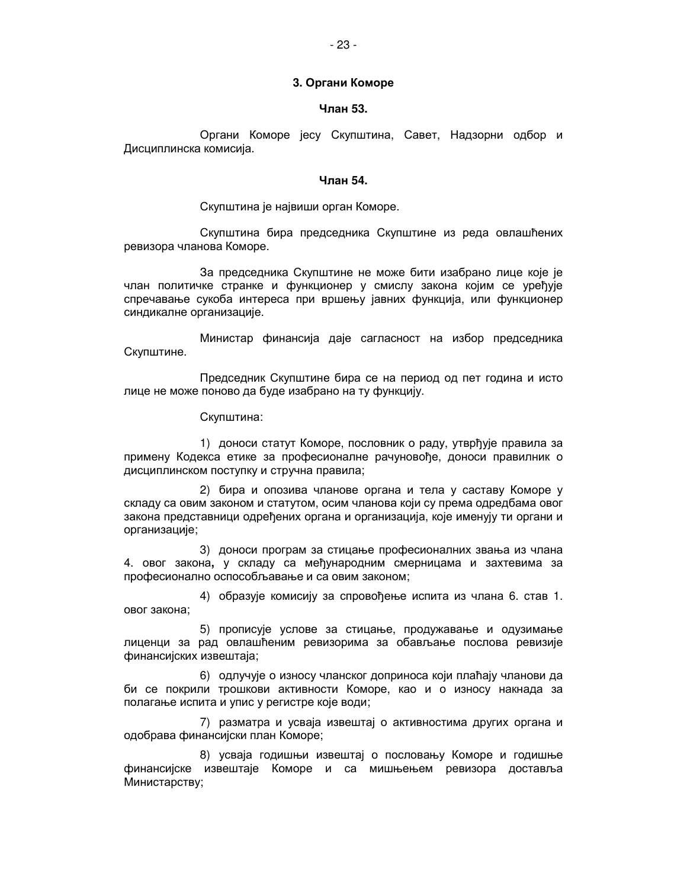### 3. Органи Коморе

**Члан 53.**

Органи Коморе јесу Скупштина, Савет, Надзорни одбор и Дисциплинска комисија.

**Члан 54.**

Скупштина је највиши орган Коморе.

Скупштина бира председника Скупштине из реда овлашћених ревизора чланова Коморе.

За председника Скупштине не може бити изабрано лице које је члан политичке странке и функционер у смислу закона којим се уређује спречавање сукоба интереса при вршењу јавних функција, или функционер синдикалне организације.

Министар финансија даје сагласност на избор председника Скупштине.

Председник Скупштине бира се на период од пет година и исто лице не може поново да буде изабрано на ту функцију.

Скупштина:

1) доноси статут Коморе, пословник о раду, утврђује правила за примену Кодекса етике за професионалне рачуновође, доноси правилник о дисциплинском поступку и стручна правила;

2) бира и опозива чланове органа и тела у саставу Коморе у складу са овим законом и статутом, осим чланова који су према одредбама овог закона представници одређених органа и организација, које именују ти органи и организације;

3) доноси програм за стицање професионалних звања из члана 4. овог закона**,** у складу са међународним смерницама и захтевима за професионално оспособљавање и са овим законом;

4) образује комисију за спровођење испита из члана 6. став 1. овог закона;

5) прописује услове за стицање, продужавање и одузимање лиценци за рад овлашћеним ревизорима за обављање послова ревизије финансијских извештаја;

6) одлучује о износу чланског доприноса који плаћају чланови да би се покрили трошкови активности Коморе, као и о износу накнада за полагање испита и упис у регистре које води;

7) разматра и усваја извештај о активностима других органа и одобрава финансијски план Коморе;

8) усваја годишњи извештај о пословању Коморе и годишње финансијске извештаје Коморе и са мишљењем ревизора доставља Министарству;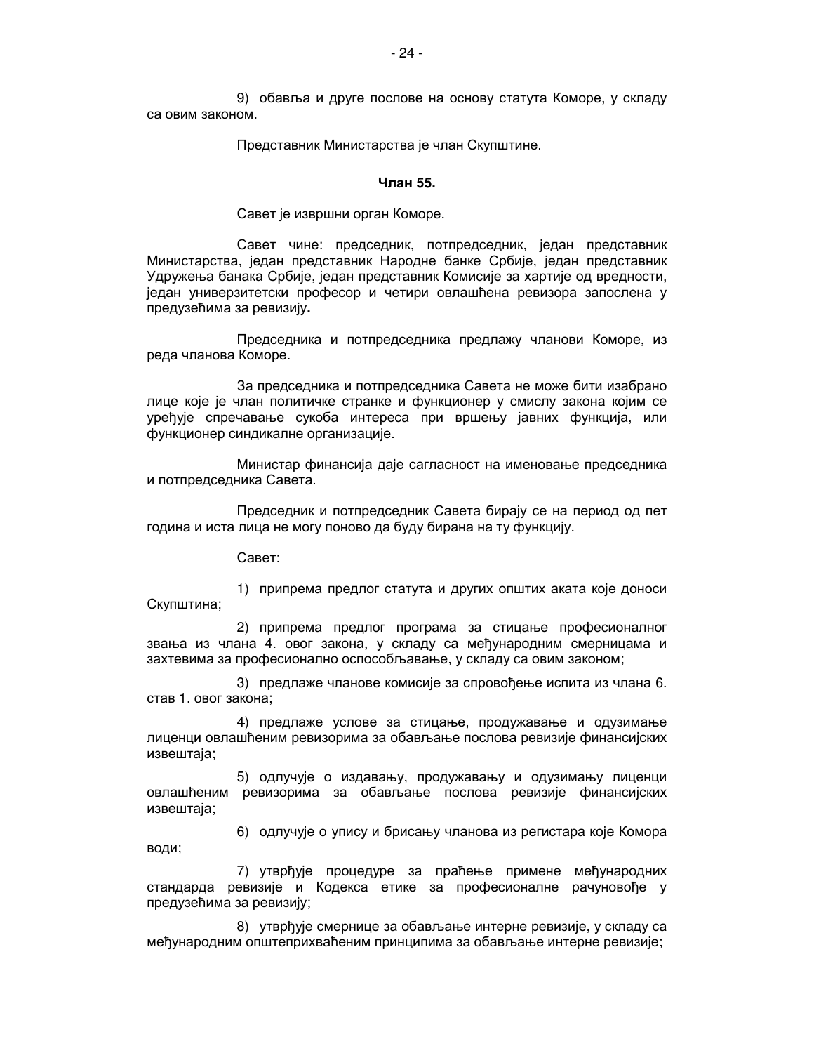9) обавља и друге послове на основу статута Коморе, у складу са овим законом.

Представник Министарства је члан Скупштине.

**Члан 55.**

Савет је извршни орган Коморе.

Савет чине: председник, потпредседник, један представник Министарства, један представник Народне банке Србије, један представник Удружења банака Србије, један представник Комисије за хартије од вредности, један универзитетски професор и четири овлашћена ревизора запослена у предузећима за ревизију**.**

Председника и потпредседника предлажу чланови Коморе, из реда чланова Коморе.

За председника и потпредседника Савета не може бити изабрано лице које је члан политичке странке и функционер у смислу закона којим се уређује спречавање сукоба интереса при вршењу јавних функција, или функционер синдикалне организације.

Министар финансија даје сагласност на именовање председника и потпредседника Савета.

Председник и потпредседник Савета бирају се на период од пет година и иста лица не могу поново да буду бирана на ту функцију.

Савет:

1) припрема предлог статута и других општих аката које доноси Скупштина;

2) припрема предлог програма за стицање професионалног звања из члана 4. овог закона, у складу са међународним смерницама и захтевима за професионално оспособљавање, у складу са овим законом;

3) предлаже чланове комисије за спровођење испита из члана 6. став 1. овог закона;

4) предлаже услове за стицање, продужавање и одузимање лиценци овлашћеним ревизорима за обављање послова ревизије финансијских извештаја;

5) одлучује о издавању, продужавању и одузимању лиценци овлашћеним ревизорима за обављање послова ревизије финансијских извештаја;

6) одлучује о упису и брисању чланова из регистара које Комора води;

7) утврђује процедуре за праћење примене међународних стандарда ревизије и Кодекса етике за професионалне рачуновође у предузећима за ревизију;

8) утврђује смернице за обављање интерне ревизије, у складу са међународним општеприхваћеним принципима за обављање интерне ревизије;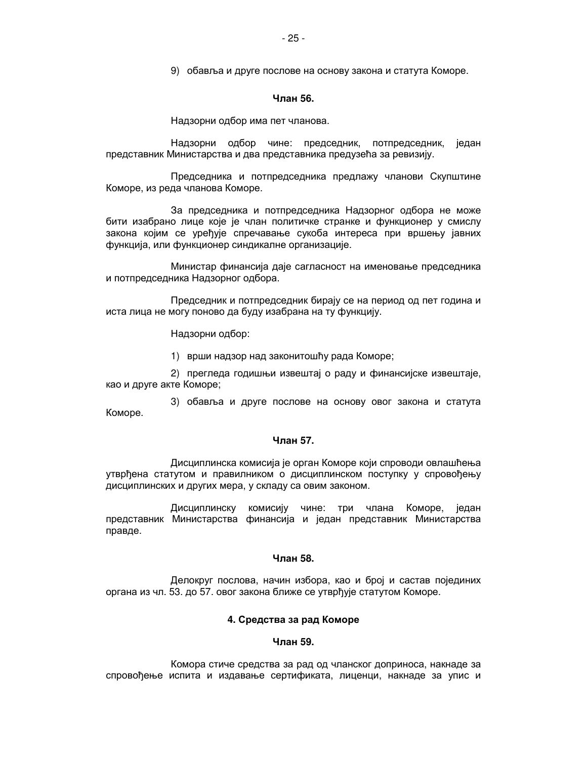9) обавља и друге послове на основу закона и статута Коморе.

**Члан 56.**

Надзорни одбор има пет чланова.

Надзорни одбор чине: председник, потпредседник, један представник Министарства и два представника предузећа за ревизију.

Председника и потпредседника предлажу чланови Скупштине Коморе, из реда чланова Коморе.

За председника и потпредседника Надзорног одбора не може бити изабрано лице које је члан политичке странке и функционер у смислу закона којим се уређује спречавање сукоба интереса при вршењу јавних функција, или функционер синдикалне организације.

Министар финансија даје сагласност на именовање председника и потпредседника Надзорног одбора.

Председник и потпредседник бирају се на период од пет година и иста лица не могу поново да буду изабрана на ту функцију.

Надзорни одбор:

1) врши надзор над законитошћу рада Коморе;

2) прегледа годишњи извештај о раду и финансијске извештаје, као и друге акте Коморе;

3) обавља и друге послове на основу овог закона и статута Коморе.

**Члан 57.**

Дисциплинска комисија је орган Коморе који спроводи овлашћења утврђена статутом и правилником о дисциплинском поступку у спровођењу дисциплинских и других мера, у складу са овим законом.

Дисциплинску комисију чине: три члана Коморе, један представник Министарства финансија и један представник Министарства правде.

**Члан 58.**

Делокруг послова, начин избора, као и број и састав појединих органа из чл. 53. до 57. овог закона ближе се утврђује статутом Коморе.

**4. Средства за рад Коморе**

**Члан 59.**

Комора стиче средства за рад од чланског доприноса, накнаде за спровођење испита и издавање сертификата, лиценци, накнаде за упис и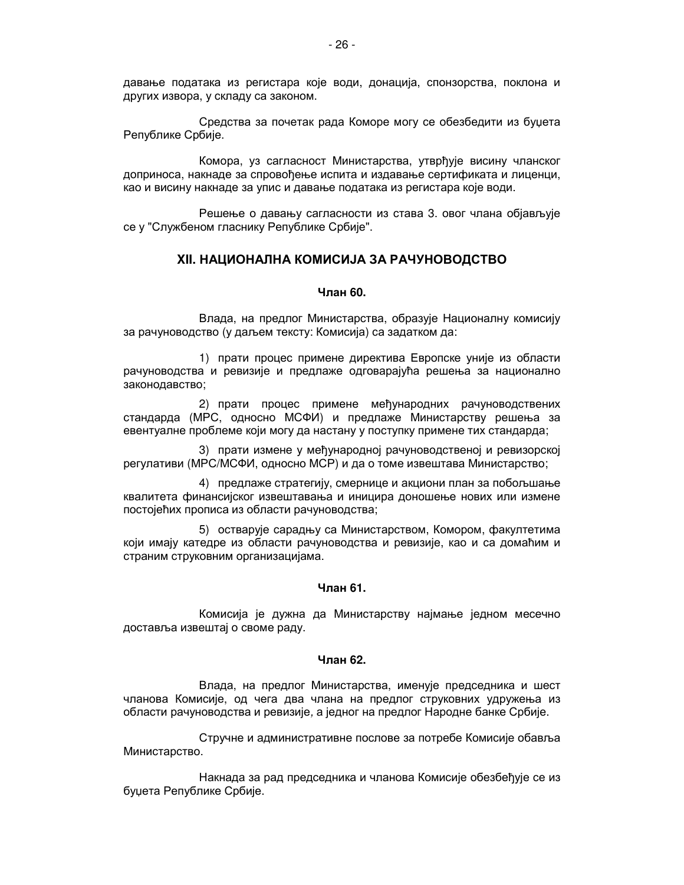давање података из регистара које води, донација, спонзорства, поклона и других извора, у складу са законом.

Средства за почетак рада Коморе могу се обезбедити из буџета Републике Србије.

Комора, уз сагласност Министарства, утврђује висину чланског доприноса, накнаде за спровођење испита и издавање сертификата и лиценци, као и висину накнаде за упис и давање података из регистара које води.

Решење о давању сагласности из става 3. овог члана објављује се у "Службеном гласнику Републике Србије".

## XII. НАЦИОНАЛНА КОМИСИЈА ЗА РАЧУНОВОДСТВО

**Члан 60.**

Влада, на предлог Министарства, образује Националну комисију за рачуноводство (у даљем тексту: Комисија) са задатком да:

1) прати процес примене директива Европске уније из области рачуноводства и ревизије и предлаже одговарајућа решења за национално законодавство;

2) прати процес примене међународних рачуноводствених стандарда (МРС, односно МСФИ) и предлаже Министарству решења за евентуалне проблеме који могу да настану у поступку примене тих стандарда;

3) прати измене у међународној рачуноводственој и ревизорској регулативи (МРС/МСФИ, односно МСР) и да о томе извештава Министарство;

4) предлаже стратегију, смернице и акциони план за побољшање квалитета финансијског извештавања и иницира доношење нових или измене постојећих прописа из области рачуноводства;

5) остварује сарадњу са Министарством, Комором, факултетима који имају катедре из области рачуноводства и ревизије, као и са домаћим и страним струковним организацијама.

**Члан 61.**

Комисија је дужна да Министарству најмање једном месечно доставља извештај о своме раду.

**Члан 62.**

Влада, на предлог Министарства, именује председника и шест чланова Комисије, од чега два члана на предлог струковних удружења из области рачуноводства и ревизије, а једног на предлог Народне банке Србије.

Стручне и административне послове за потребе Комисије обавља Министарство.

Накнада за рад председника и чланова Комисије обезбеђује се из буџета Републике Србије.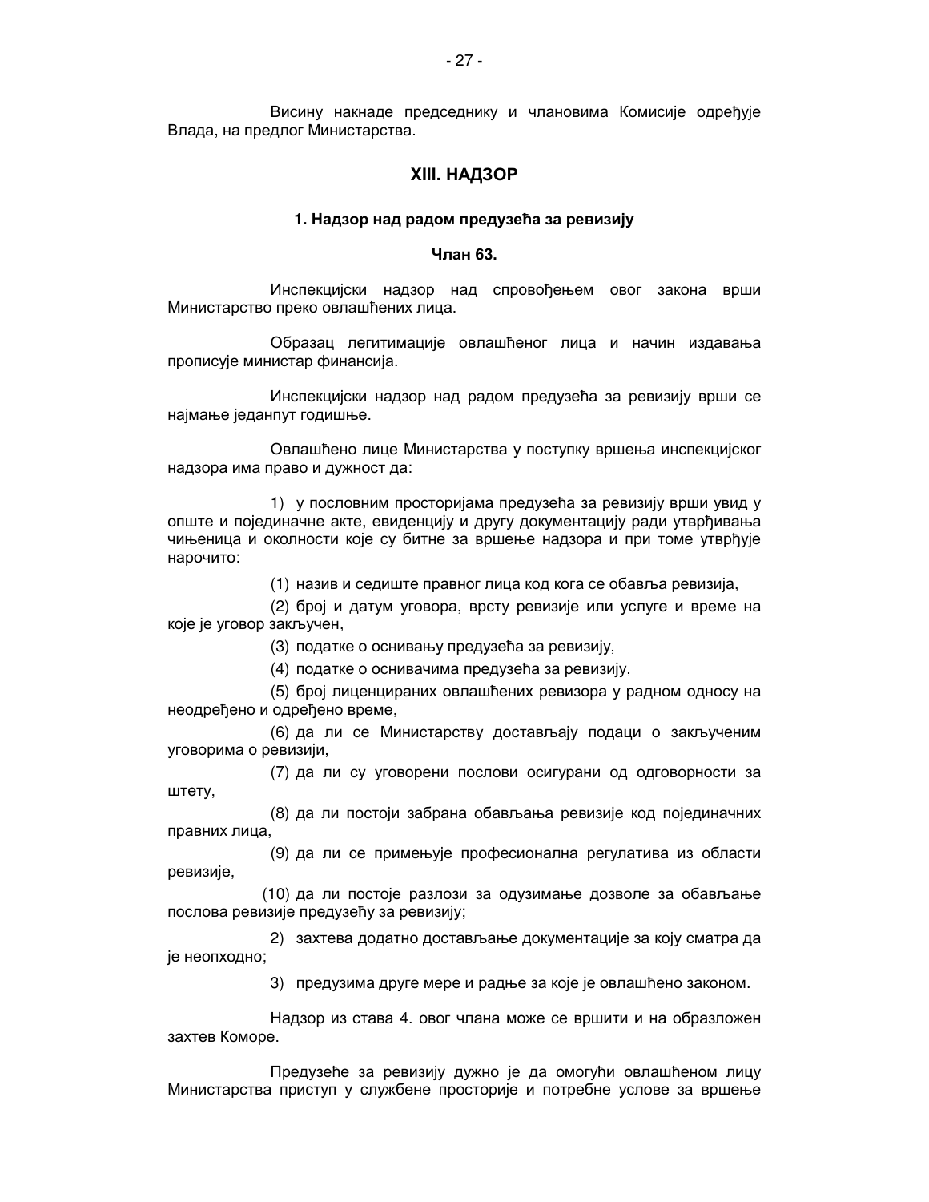Висину накнаде председнику и члановима Комисије одређује Влада, на предлог Министарства.

## XIII. НАДЗОР

### 1. Надзор над радом предузећа за ревизију

#### Члан 63.

Инспекцијски надзор над спровођењем овог закона врши Министарство преко овлашћених лица.

Образац легитимације овлашћеног лица и начин издавања прописује министар финансија.

Инспекцијски надзор над радом предузећа за ревизију врши се најмање једанпут годишње.

Овлашћено лице Министарства у поступку вршења инспекцијског надзора има право и дужност да:

1) у пословним просторијама предузећа за ревизију врши увид у опште и појединачне акте, евиденцију и другу документацију ради утврђивања чињеница и околности које су битне за вршење надзора и при томе утврђује нарочито:

   (1) назив и седиште правног лица код кога се обавља ревизија,

   (2) број и датум уговора, врсту ревизије или услуге и време на које је уговор закључен,

   (3) податке о оснивању предузећа за ревизију,

   (4) податке о оснивачима предузећа за ревизију,

   (5) број лиценцираних овлашћених ревизора у радном односу на неодређено и одређено време,

   (6) да ли се Министарству достављају подаци о закљученим уговорима о ревизији,

   (7) да ли су уговорени послови осигурани од одговорности за штету,

   (8) да ли постоји забрана обављања ревизије код појединачних правних лица,

   (9) да ли се примењује професионална регулатива из области ревизије,

   (10) да ли постоје разлози за одузимање дозволе за обављање послова ревизије предузећу за ревизију;

2) захтева додатно достављање документације за коју сматра да је неопходно;

3) предузима друге мере и радње за које је овлашћено законом.

Надзор из става 4. овог члана може се вршити и на образложен захтев Коморе.

Предузеће за ревизију дужно је да омогући овлашћеном лицу Министарства приступ у службене просторије и потребне услове за вршење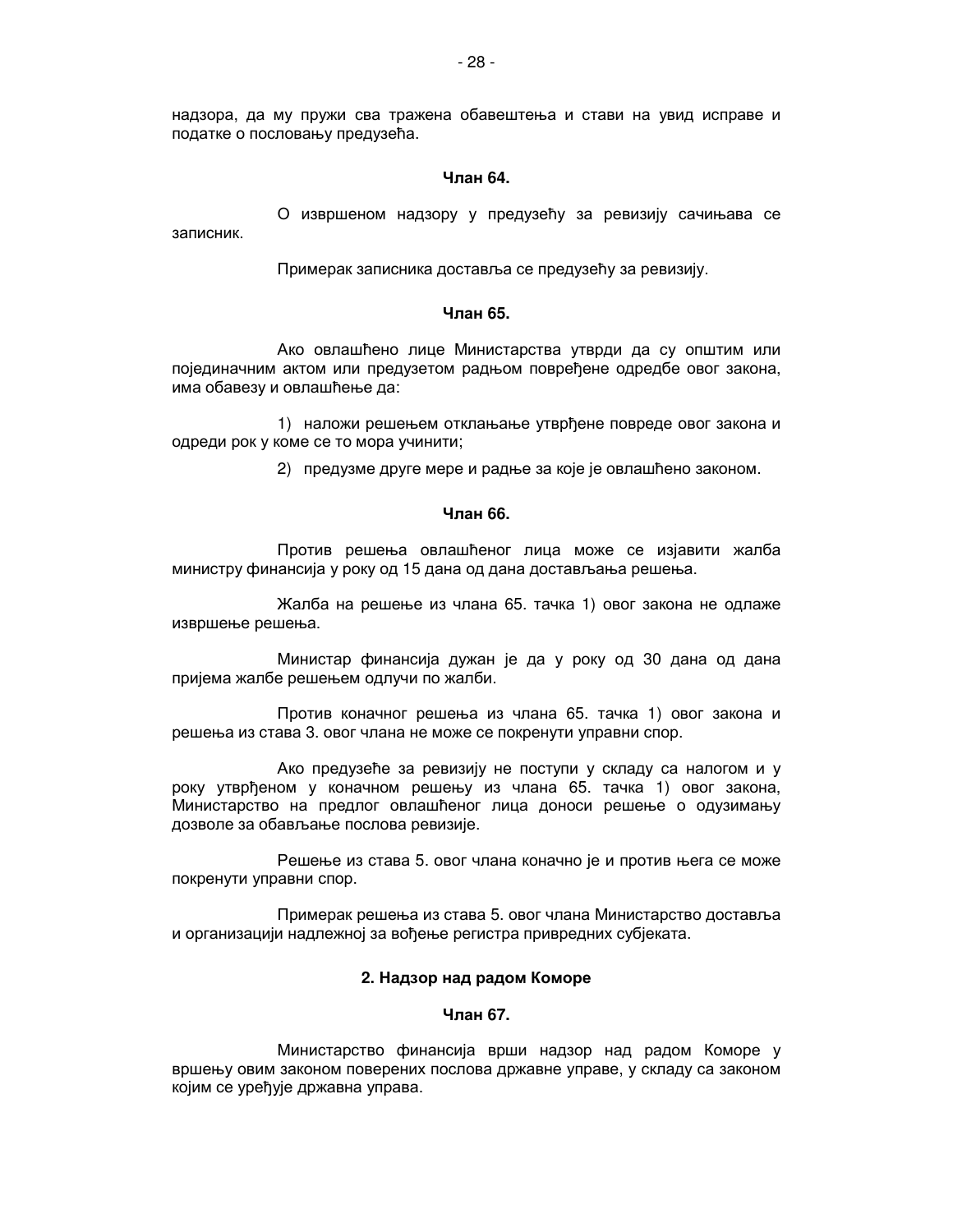надзора, да му пружи сва тражена обавештења и стави на увид исправе и податке о пословању предузећа.

**Члан 64.**

О извршеном надзору у предузећу за ревизију сачињава се записник.

Примерак записника доставља се предузећу за ревизију.

**Члан 65.**

Ако овлашћено лице Министарства утврди да су општим или појединачним актом или предузетом радњом повређене одредбе овог закона, има обавезу и овлашћење да:

1) наложи решењем отклањање утврђене повреде овог закона и одреди рок у коме се то мора учинити;

2) предузме друге мере и радње за које је овлашћено законом.

**Члан 66.**

Против решења овлашћеног лица може се изјавити жалба министру финансија у року од 15 дана од дана достављања решења.

Жалба на решење из члана 65. тачка 1) овог закона не одлаже извршење решења.

Министар финансија дужан је да у року од 30 дана од дана пријема жалбе решењем одлучи по жалби.

Против коначног решења из члана 65. тачка 1) овог закона и решења из става 3. овог члана не може се покренути управни спор.

Ако предузеће за ревизију не поступи у складу са налогом и у року утврђеном у коначном решењу из члана 65. тачка 1) овог закона, Министарство на предлог овлашћеног лица доноси решење о одузимању дозволе за обављање послова ревизије.

Решење из става 5. овог члана коначно је и против њега се може покренути управни спор.

Примерак решења из става 5. овог члана Министарство доставља и организацији надлежној за вођење регистра привредних субјеката.

## 2. Надзор над радом Коморе

**Члан 67.**

Министарство финансија врши надзор над радом Коморе у вршењу овим законом поверених послова државне управе, у складу са законом којим се уређује државна управа.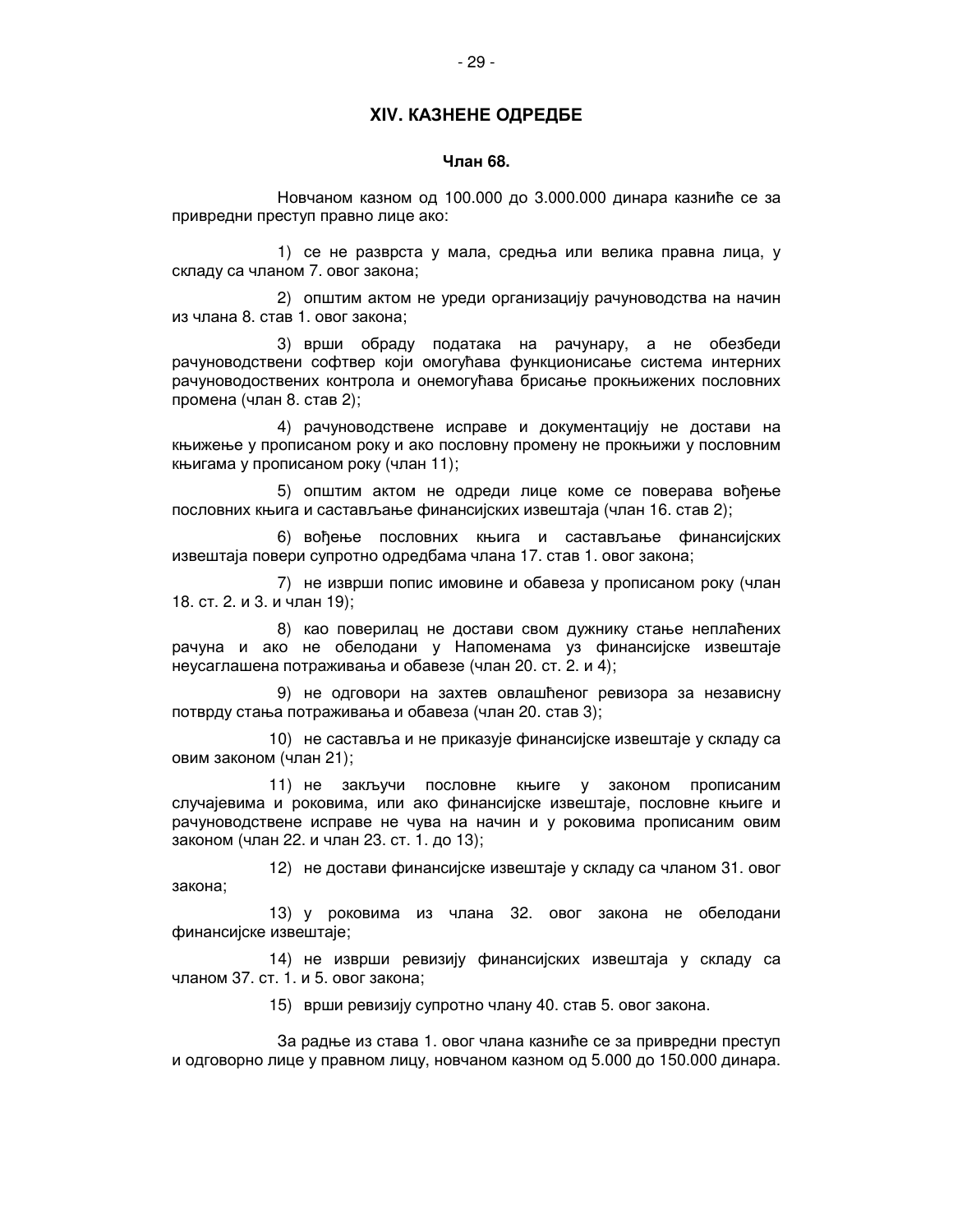## XIV. КАЗНЕНЕ ОДРЕДБЕ

### Члан 68.

Новчаном казном од 100.000 до 3.000.000 динара казниће се за привредни преступ правно лице ако:

1) се не разврста у мала, средња или велика правна лица, у складу са чланом 7. овог закона;

2) општим актом не уреди организацију рачуноводства на начин из члана 8. став 1. овог закона;

3) врши обраду података на рачунару, а не обезбеди рачуноводствени софтвер који омогућава функционисање система интерних рачуноводствених контрола и онемогућава брисање прокњижених пословних промена (члан 8. став 2);

4) рачуноводствене исправе и документацију не достави на књижење у прописаном року и ако пословну промену не прокњижи у пословним књигама у прописаном року (члан 11);

5) општим актом не одреди лице коме се поверава вођење пословних књига и састављање финансијских извештаја (члан 16. став 2);

6) вођење пословних књига и састављање финансијских извештаја повери супротно одредбама члана 17. став 1. овог закона;

7) не изврши попис имовине и обавеза у прописаном року (члан 18. ст. 2. и 3. и члан 19);

8) као поверилац не достави свом дужнику стање неплаћених рачуна и ако не обелодани у Напоменама уз финансијске извештаје неусаглашена потраживања и обавезе (члан 20. ст. 2. и 4);

9) не одговори на захтев овлашћеног ревизора за независну потврду стања потраживања и обавеза (члан 20. став 3);

10) не саставља и не приказује финансијске извештаје у складу са овим законом (члан 21);

11) не закључи пословне књиге у законом прописаним случајевима и роковима, или ако финансијске извештаје, пословне књиге и рачуноводствене исправе не чува на начин и у роковима прописаним овим законом (члан 22. и члан 23. ст. 1. до 13);

12) не достави финансијске извештаје у складу са чланом 31. овог закона;

13) у роковима из члана 32. овог закона не обелодани финансијске извештаје;

14) не изврши ревизију финансијских извештаја у складу са чланом 37. ст. 1. и 5. овог закона;

15) врши ревизију супротно члану 40. став 5. овог закона.

За радње из става 1. овог члана казниће се за привредни преступ и одговорно лице у правном лицу, новчаном казном од 5.000 до 150.000 динара.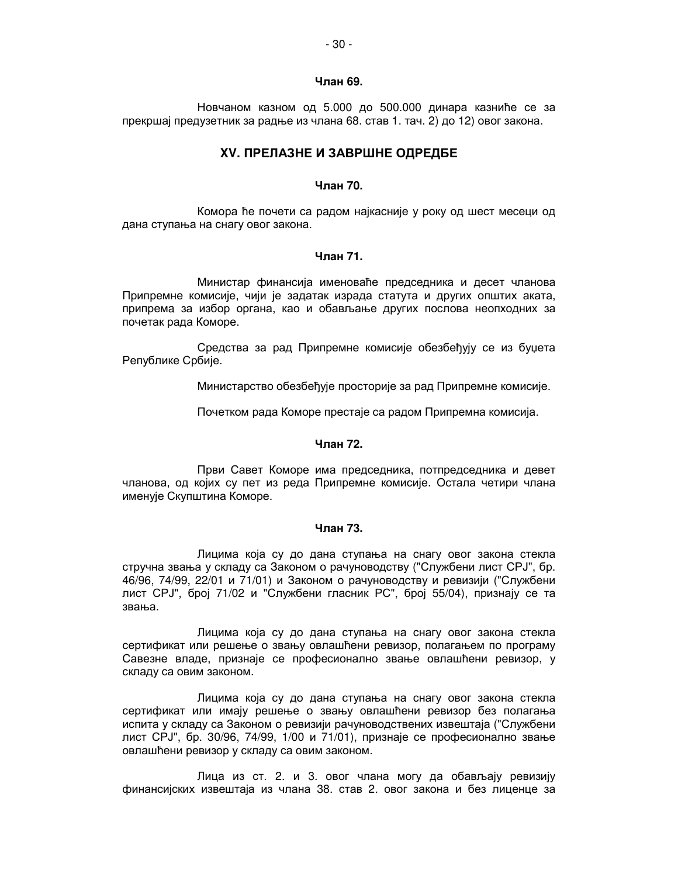**Члан 69.**

Новчаном казном од 5.000 до 500.000 динара казниће се за прекршај предузетник за радње из члана 68. став 1. тач. 2) до 12) овог закона.

## XV. ПРЕЛАЗНЕ И ЗАВРШНЕ ОДРЕДБЕ

**Члан 70.**

Комора ће почети са радом најкасније у року од шест месеци од дана ступања на снагу овог закона.

**Члан 71.**

Министар финансија именоваће председника и десет чланова Припремне комисије, чији је задатак израда статута и других општих аката, припрема за избор органа, као и обављање других послова неопходних за почетак рада Коморе.

Средства за рад Припремне комисије обезбеђују се из буџета Републике Србије.

Министарство обезбеђује просторије за рад Припремне комисије.

Почетком рада Коморе престаје са радом Припремна комисија.

**Члан 72.**

Први Савет Коморе има председника, потпредседника и девет чланова, од којих су пет из реда Припремне комисије. Остала четири члана именује Скупштина Коморе.

**Члан 73.**

Лицима која су до дана ступања на снагу овог закона стекла стручна звања у складу са Законом о рачуноводству ("Службени лист СРЈ", бр. 46/96, 74/99, 22/01 и 71/01) и Законом о рачуноводству и ревизији ("Службени лист СРЈ", број 71/02 и "Службени гласник РС", број 55/04), признају се та звања.

Лицима која су до дана ступања на снагу овог закона стекла сертификат или решење о звању овлашћени ревизор, полагањем по програму Савезне владе, признаје се професионално звање овлашћени ревизор, у складу са овим законом.

Лицима која су до дана ступања на снагу овог закона стекла сертификат или имају решење о звању овлашћени ревизор без полагања испита у складу са Законом о ревизији рачуноводствених извештаја ("Службени лист СРЈ", бр. 30/96, 74/99, 1/00 и 71/01), признаје се професионално звање овлашћени ревизор у складу са овим законом.

Лица из ст. 2. и 3. овог члана могу да обављају ревизију финансијских извештаја из члана 38. став 2. овог закона и без лиценце за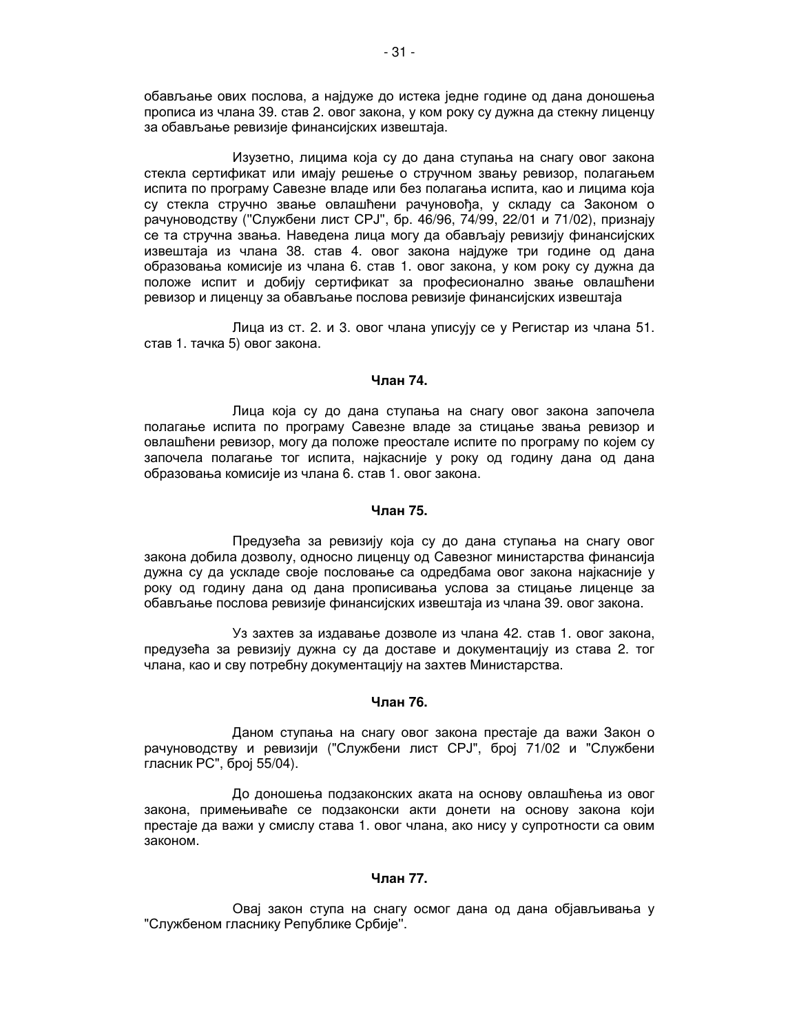обављање ових послова, а најдуже до истека једне године од дана доношења прописа из члана 39. став 2. овог закона, у ком року су дужна да стекну лиценцу за обављање ревизије финансијских извештаја.

Изузетно, лицима која су до дана ступања на снагу овог закона стекла сертификат или имају решење о стручном звању ревизор, полагањем испита по програму Савезне владе или без полагања испита, као и лицима која су стекла стручно звање овлашћени рачуновођа, у складу са Законом о рачуноводству ("Службени лист СРЈ", бр. 46/96, 74/99, 22/01 и 71/02), признају се та стручна звања. Наведена лица могу да обављају ревизију финансијских извештаја из члана 38. став 4. овог закона најдуже три године од дана образовања комисије из члана 6. став 1. овог закона, у ком року су дужна да положе испит и добију сертификат за професионално звање овлашћени ревизор и лиценцу за обављање послова ревизије финансијских извештаја

Лица из ст. 2. и 3. овог члана уписују се у Регистар из члана 51. став 1. тачка 5) овог закона.

**Члан 74.**

Лица која су до дана ступања на снагу овог закона започела полагање испита по програму Савезне владе за стицање звања ревизор и овлашћени ревизор, могу да положе преостале испите по програму по којем су започела полагање тог испита, најкасније у року од годину дана од дана образовања комисије из члана 6. став 1. овог закона.

**Члан 75.**

Предузећа за ревизију која су до дана ступања на снагу овог закона добила дозволу, односно лиценцу од Савезног министарства финансија дужна су да ускладе своје пословање са одредбама овог закона најкасније у року од годину дана од дана прописивања услова за стицање лиценце за обављање послова ревизије финансијских извештаја из члана 39. овог закона.

Уз захтев за издавање дозволе из члана 42. став 1. овог закона, предузећа за ревизију дужна су да доставе и документацију из става 2. тог члана, као и сву потребну документацију на захтев Министарства.

**Члан 76.**

Даном ступања на снагу овог закона престаје да важи Закон о рачуноводству и ревизији ("Службени лист СРЈ", број 71/02 и "Службени гласник РС", број 55/04).

До доношења подзаконских аката на основу овлашћења из овог закона, примењиваће се подзаконски акти донети на основу закона који престаје да важи у смислу става 1. овог члана, ако нису у супротности са овим законом.

**Члан 77.**

Овај закон ступа на снагу осмог дана од дана објављивања у "Службеном гласнику Републике Србије".